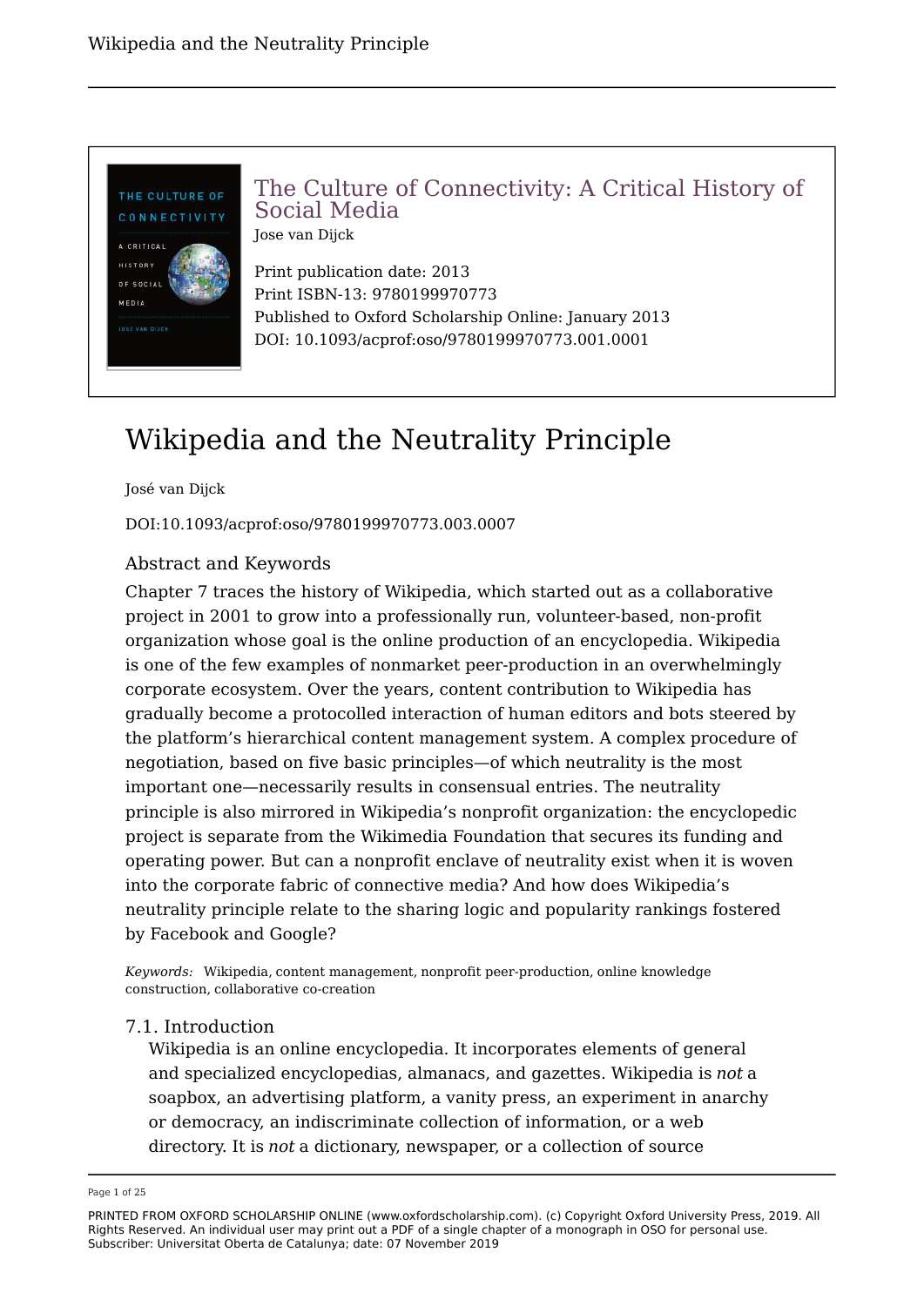The Culture of Connectivity: A Critical History of Social Media

Jose van Dijck

Print publication date: 2013
Print ISBN-13: 9780199970773
Published to Oxford Scholarship Online: January 2013
DOI: 10.1093/acprof:oso/9780199970773.001.0001

# Wikipedia and the Neutrality Principle

José van Dijck

DOI:10.1093/acprof:oso/9780199970773.003.0007

## Abstract and Keywords

Chapter 7 traces the history of Wikipedia, which started out as a collaborative project in 2001 to grow into a professionally run, volunteer-based, non-profit organization whose goal is the online production of an encyclopedia. Wikipedia is one of the few examples of nonmarket peer-production in an overwhelmingly corporate ecosystem. Over the years, content contribution to Wikipedia has gradually become a protocolled interaction of human editors and bots steered by the platform's hierarchical content management system. A complex procedure of negotiation, based on five basic principles—of which neutrality is the most important one—necessarily results in consensual entries. The neutrality principle is also mirrored in Wikipedia's nonprofit organization: the encyclopedic project is separate from the Wikimedia Foundation that secures its funding and operating power. But can a nonprofit enclave of neutrality exist when it is woven into the corporate fabric of connective media? And how does Wikipedia's neutrality principle relate to the sharing logic and popularity rankings fostered by Facebook and Google?

*Keywords:* Wikipedia, content management, nonprofit peer-production, online knowledge construction, collaborative co-creation

## 7.1. Introduction

Wikipedia is an online encyclopedia. It incorporates elements of general and specialized encyclopedias, almanacs, and gazettes. Wikipedia is *not* a soapbox, an advertising platform, a vanity press, an experiment in anarchy or democracy, an indiscriminate collection of information, or a web directory. It is *not* a dictionary, newspaper, or a collection of source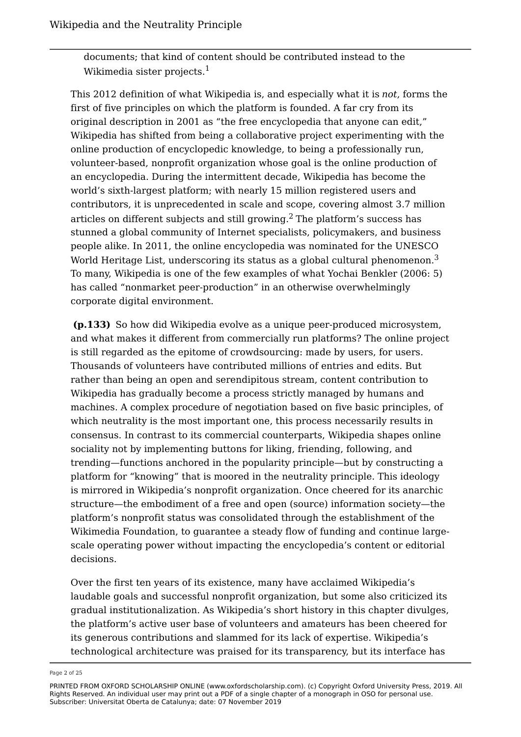documents; that kind of content should be contributed instead to the Wikimedia sister projects.[1]

This 2012 definition of what Wikipedia is, and especially what it is *not*, forms the first of five principles on which the platform is founded. A far cry from its original description in 2001 as "the free encyclopedia that anyone can edit," Wikipedia has shifted from being a collaborative project experimenting with the online production of encyclopedic knowledge, to being a professionally run, volunteer-based, nonprofit organization whose goal is the online production of an encyclopedia. During the intermittent decade, Wikipedia has become the world's sixth-largest platform; with nearly 15 million registered users and contributors, it is unprecedented in scale and scope, covering almost 3.7 million articles on different subjects and still growing.[2] The platform's success has stunned a global community of Internet specialists, policymakers, and business people alike. In 2011, the online encyclopedia was nominated for the UNESCO World Heritage List, underscoring its status as a global cultural phenomenon.[3] To many, Wikipedia is one of the few examples of what Yochai Benkler (2006: 5) has called "nonmarket peer-production" in an otherwise overwhelmingly corporate digital environment.

**(p.133)** So how did Wikipedia evolve as a unique peer-produced microsystem, and what makes it different from commercially run platforms? The online project is still regarded as the epitome of crowdsourcing: made by users, for users. Thousands of volunteers have contributed millions of entries and edits. But rather than being an open and serendipitous stream, content contribution to Wikipedia has gradually become a process strictly managed by humans and machines. A complex procedure of negotiation based on five basic principles, of which neutrality is the most important one, this process necessarily results in consensus. In contrast to its commercial counterparts, Wikipedia shapes online sociality not by implementing buttons for liking, friending, following, and trending—functions anchored in the popularity principle—but by constructing a platform for "knowing" that is moored in the neutrality principle. This ideology is mirrored in Wikipedia's nonprofit organization. Once cheered for its anarchic structure—the embodiment of a free and open (source) information society—the platform's nonprofit status was consolidated through the establishment of the Wikimedia Foundation, to guarantee a steady flow of funding and continue large-scale operating power without impacting the encyclopedia's content or editorial decisions.

Over the first ten years of its existence, many have acclaimed Wikipedia's laudable goals and successful nonprofit organization, but some also criticized its gradual institutionalization. As Wikipedia's short history in this chapter divulges, the platform's active user base of volunteers and amateurs has been cheered for its generous contributions and slammed for its lack of expertise. Wikipedia's technological architecture was praised for its transparency, but its interface has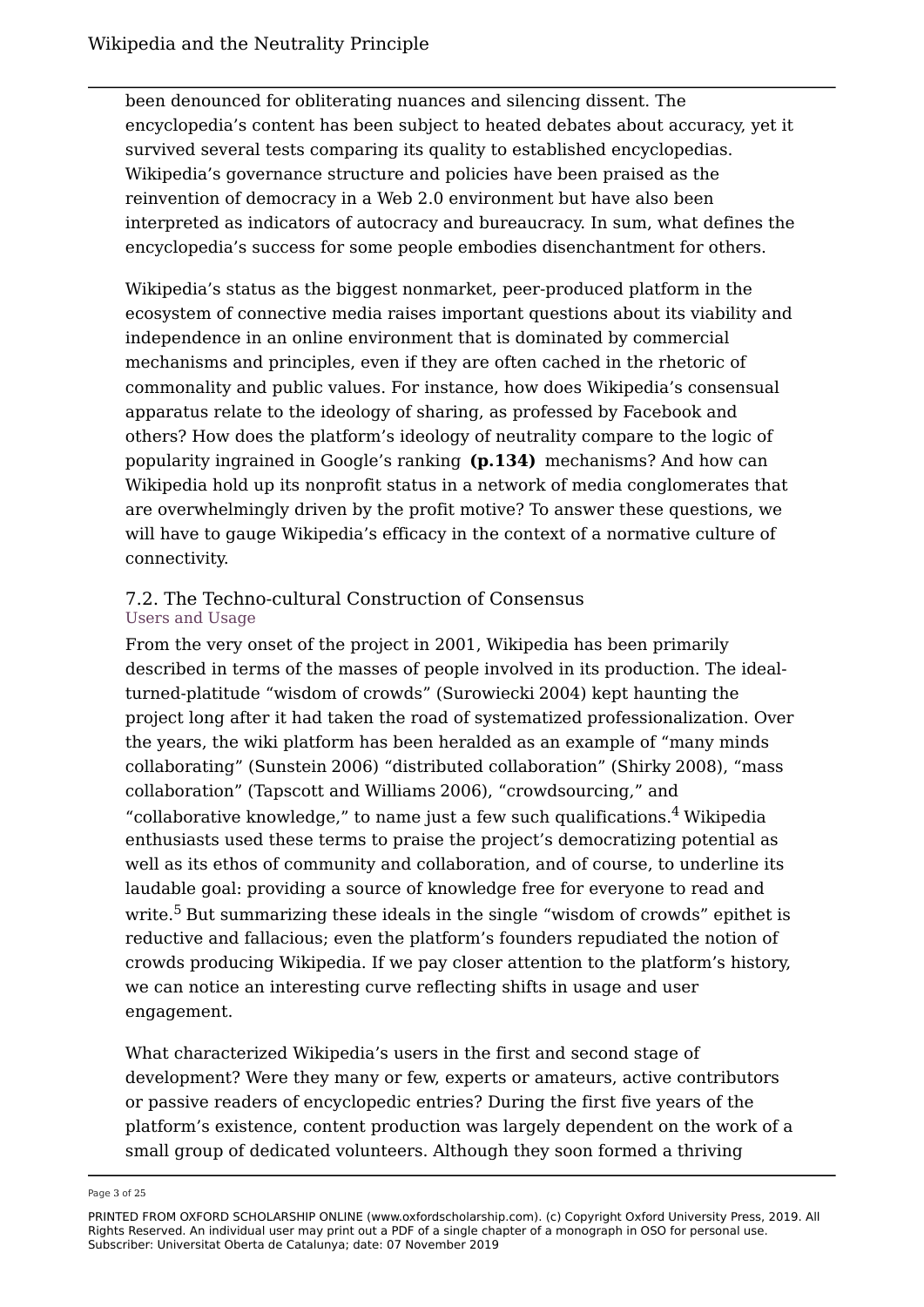been denounced for obliterating nuances and silencing dissent. The encyclopedia's content has been subject to heated debates about accuracy, yet it survived several tests comparing its quality to established encyclopedias. Wikipedia's governance structure and policies have been praised as the reinvention of democracy in a Web 2.0 environment but have also been interpreted as indicators of autocracy and bureaucracy. In sum, what defines the encyclopedia's success for some people embodies disenchantment for others.

Wikipedia's status as the biggest nonmarket, peer-produced platform in the ecosystem of connective media raises important questions about its viability and independence in an online environment that is dominated by commercial mechanisms and principles, even if they are often cached in the rhetoric of commonality and public values. For instance, how does Wikipedia's consensual apparatus relate to the ideology of sharing, as professed by Facebook and others? How does the platform's ideology of neutrality compare to the logic of popularity ingrained in Google's ranking **(p.134)** mechanisms? And how can Wikipedia hold up its nonprofit status in a network of media conglomerates that are overwhelmingly driven by the profit motive? To answer these questions, we will have to gauge Wikipedia's efficacy in the context of a normative culture of connectivity.

## 7.2. The Techno-cultural Construction of Consensus

### Users and Usage

From the very onset of the project in 2001, Wikipedia has been primarily described in terms of the masses of people involved in its production. The ideal-turned-platitude "wisdom of crowds" (Surowiecki 2004) kept haunting the project long after it had taken the road of systematized professionalization. Over the years, the wiki platform has been heralded as an example of "many minds collaborating" (Sunstein 2006) "distributed collaboration" (Shirky 2008), "mass collaboration" (Tapscott and Williams 2006), "crowdsourcing," and "collaborative knowledge," to name just a few such qualifications.[4] Wikipedia enthusiasts used these terms to praise the project's democratizing potential as well as its ethos of community and collaboration, and of course, to underline its laudable goal: providing a source of knowledge free for everyone to read and write.[5] But summarizing these ideals in the single "wisdom of crowds" epithet is reductive and fallacious; even the platform's founders repudiated the notion of crowds producing Wikipedia. If we pay closer attention to the platform's history, we can notice an interesting curve reflecting shifts in usage and user engagement.

What characterized Wikipedia's users in the first and second stage of development? Were they many or few, experts or amateurs, active contributors or passive readers of encyclopedic entries? During the first five years of the platform's existence, content production was largely dependent on the work of a small group of dedicated volunteers. Although they soon formed a thriving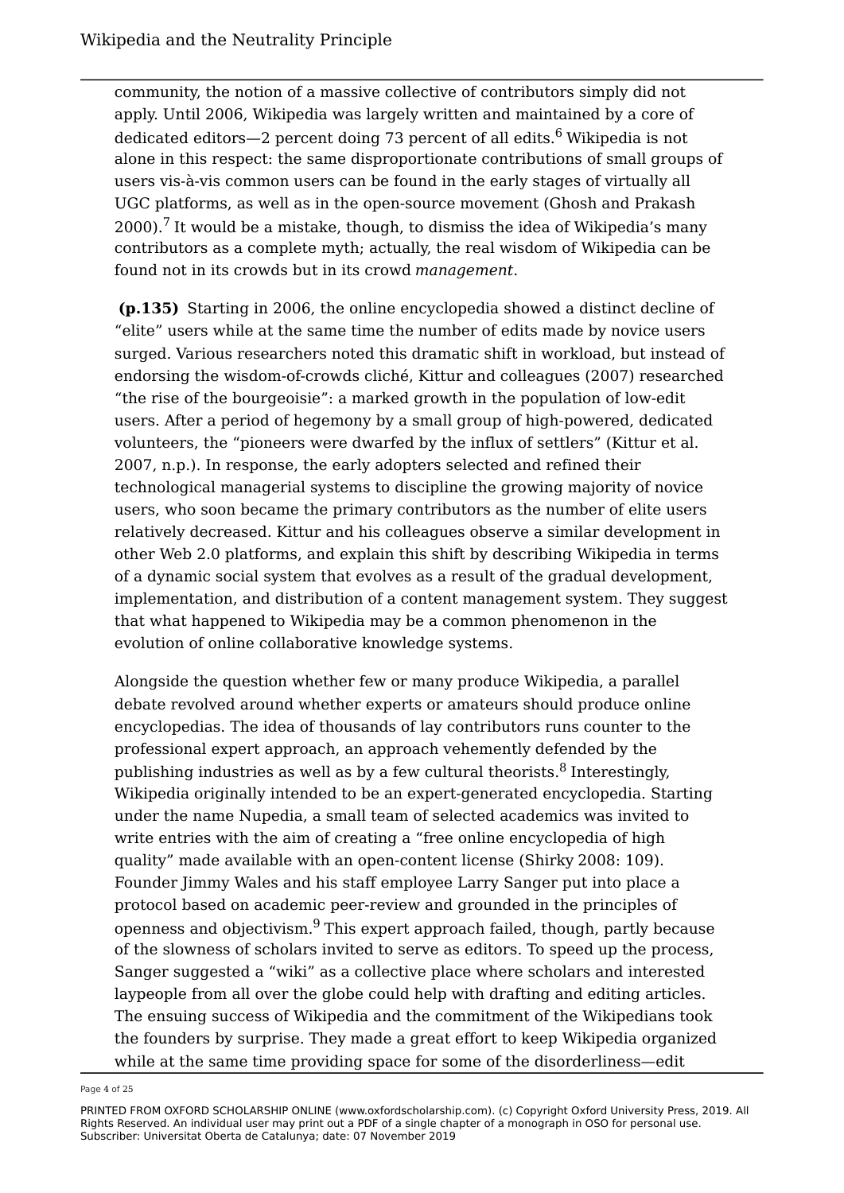community, the notion of a massive collective of contributors simply did not apply. Until 2006, Wikipedia was largely written and maintained by a core of dedicated editors—2 percent doing 73 percent of all edits.[6] Wikipedia is not alone in this respect: the same disproportionate contributions of small groups of users vis-à-vis common users can be found in the early stages of virtually all UGC platforms, as well as in the open-source movement (Ghosh and Prakash 2000).[7] It would be a mistake, though, to dismiss the idea of Wikipedia's many contributors as a complete myth; actually, the real wisdom of Wikipedia can be found not in its crowds but in its crowd *management*.

**(p.135)** Starting in 2006, the online encyclopedia showed a distinct decline of "elite" users while at the same time the number of edits made by novice users surged. Various researchers noted this dramatic shift in workload, but instead of endorsing the wisdom-of-crowds cliché, Kittur and colleagues (2007) researched "the rise of the bourgeoisie": a marked growth in the population of low-edit users. After a period of hegemony by a small group of high-powered, dedicated volunteers, the "pioneers were dwarfed by the influx of settlers" (Kittur et al. 2007, n.p.). In response, the early adopters selected and refined their technological managerial systems to discipline the growing majority of novice users, who soon became the primary contributors as the number of elite users relatively decreased. Kittur and his colleagues observe a similar development in other Web 2.0 platforms, and explain this shift by describing Wikipedia in terms of a dynamic social system that evolves as a result of the gradual development, implementation, and distribution of a content management system. They suggest that what happened to Wikipedia may be a common phenomenon in the evolution of online collaborative knowledge systems.

Alongside the question whether few or many produce Wikipedia, a parallel debate revolved around whether experts or amateurs should produce online encyclopedias. The idea of thousands of lay contributors runs counter to the professional expert approach, an approach vehemently defended by the publishing industries as well as by a few cultural theorists.[8] Interestingly, Wikipedia originally intended to be an expert-generated encyclopedia. Starting under the name Nupedia, a small team of selected academics was invited to write entries with the aim of creating a "free online encyclopedia of high quality" made available with an open-content license (Shirky 2008: 109). Founder Jimmy Wales and his staff employee Larry Sanger put into place a protocol based on academic peer-review and grounded in the principles of openness and objectivism.[9] This expert approach failed, though, partly because of the slowness of scholars invited to serve as editors. To speed up the process, Sanger suggested a "wiki" as a collective place where scholars and interested laypeople from all over the globe could help with drafting and editing articles. The ensuing success of Wikipedia and the commitment of the Wikipedians took the founders by surprise. They made a great effort to keep Wikipedia organized while at the same time providing space for some of the disorderliness—edit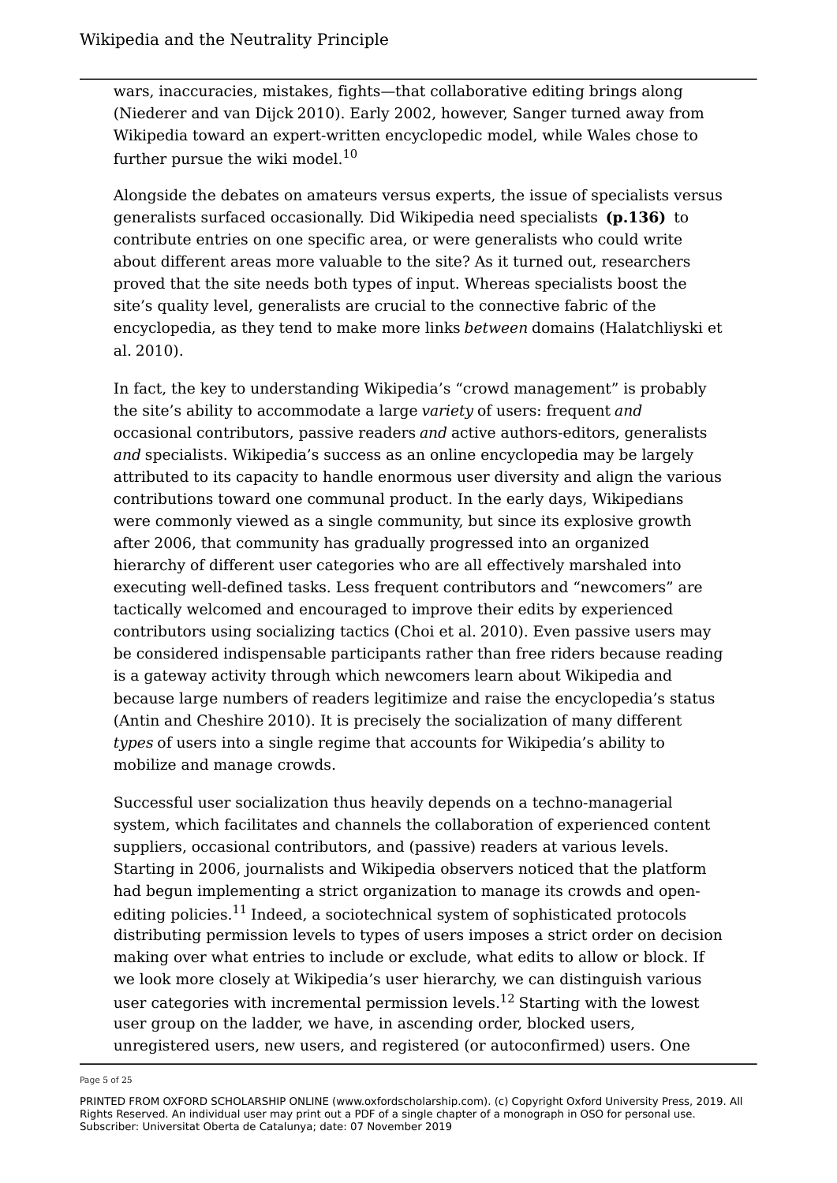wars, inaccuracies, mistakes, fights—that collaborative editing brings along (Niederer and van Dijck 2010). Early 2002, however, Sanger turned away from Wikipedia toward an expert-written encyclopedic model, while Wales chose to further pursue the wiki model.[10]

Alongside the debates on amateurs versus experts, the issue of specialists versus generalists surfaced occasionally. Did Wikipedia need specialists **(p.136)** to contribute entries on one specific area, or were generalists who could write about different areas more valuable to the site? As it turned out, researchers proved that the site needs both types of input. Whereas specialists boost the site's quality level, generalists are crucial to the connective fabric of the encyclopedia, as they tend to make more links *between* domains (Halatchliyski et al. 2010).

In fact, the key to understanding Wikipedia's "crowd management" is probably the site's ability to accommodate a large *variety* of users: frequent *and* occasional contributors, passive readers *and* active authors-editors, generalists *and* specialists. Wikipedia's success as an online encyclopedia may be largely attributed to its capacity to handle enormous user diversity and align the various contributions toward one communal product. In the early days, Wikipedians were commonly viewed as a single community, but since its explosive growth after 2006, that community has gradually progressed into an organized hierarchy of different user categories who are all effectively marshaled into executing well-defined tasks. Less frequent contributors and "newcomers" are tactically welcomed and encouraged to improve their edits by experienced contributors using socializing tactics (Choi et al. 2010). Even passive users may be considered indispensable participants rather than free riders because reading is a gateway activity through which newcomers learn about Wikipedia and because large numbers of readers legitimize and raise the encyclopedia's status (Antin and Cheshire 2010). It is precisely the socialization of many different *types* of users into a single regime that accounts for Wikipedia's ability to mobilize and manage crowds.

Successful user socialization thus heavily depends on a techno-managerial system, which facilitates and channels the collaboration of experienced content suppliers, occasional contributors, and (passive) readers at various levels. Starting in 2006, journalists and Wikipedia observers noticed that the platform had begun implementing a strict organization to manage its crowds and open-editing policies.[11] Indeed, a sociotechnical system of sophisticated protocols distributing permission levels to types of users imposes a strict order on decision making over what entries to include or exclude, what edits to allow or block. If we look more closely at Wikipedia's user hierarchy, we can distinguish various user categories with incremental permission levels.[12] Starting with the lowest user group on the ladder, we have, in ascending order, blocked users, unregistered users, new users, and registered (or autoconfirmed) users. One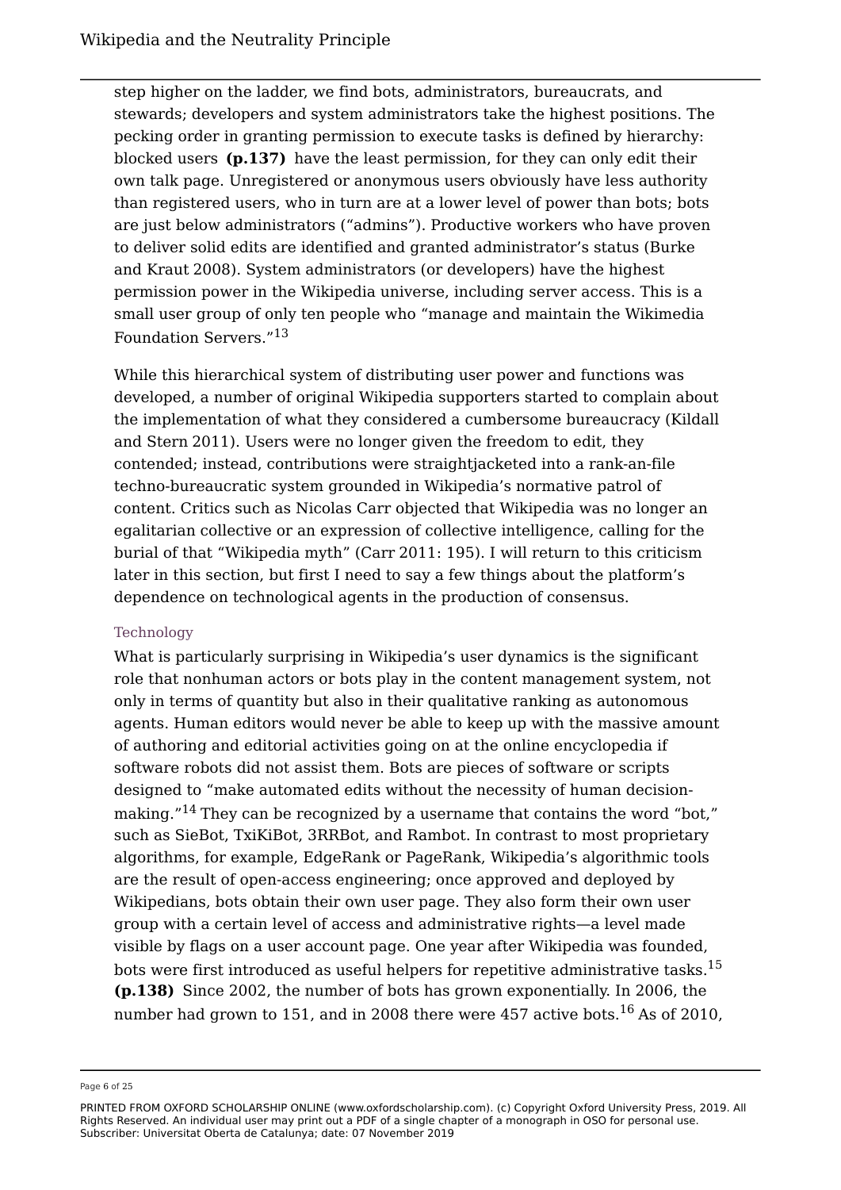step higher on the ladder, we find bots, administrators, bureaucrats, and stewards; developers and system administrators take the highest positions. The pecking order in granting permission to execute tasks is defined by hierarchy: blocked users **(p.137)** have the least permission, for they can only edit their own talk page. Unregistered or anonymous users obviously have less authority than registered users, who in turn are at a lower level of power than bots; bots are just below administrators ("admins"). Productive workers who have proven to deliver solid edits are identified and granted administrator's status (Burke and Kraut 2008). System administrators (or developers) have the highest permission power in the Wikipedia universe, including server access. This is a small user group of only ten people who "manage and maintain the Wikimedia Foundation Servers."[13]

While this hierarchical system of distributing user power and functions was developed, a number of original Wikipedia supporters started to complain about the implementation of what they considered a cumbersome bureaucracy (Kildall and Stern 2011). Users were no longer given the freedom to edit, they contended; instead, contributions were straightjacketed into a rank-an-file techno-bureaucratic system grounded in Wikipedia's normative patrol of content. Critics such as Nicolas Carr objected that Wikipedia was no longer an egalitarian collective or an expression of collective intelligence, calling for the burial of that "Wikipedia myth" (Carr 2011: 195). I will return to this criticism later in this section, but first I need to say a few things about the platform's dependence on technological agents in the production of consensus.

### Technology

What is particularly surprising in Wikipedia's user dynamics is the significant role that nonhuman actors or bots play in the content management system, not only in terms of quantity but also in their qualitative ranking as autonomous agents. Human editors would never be able to keep up with the massive amount of authoring and editorial activities going on at the online encyclopedia if software robots did not assist them. Bots are pieces of software or scripts designed to "make automated edits without the necessity of human decision-making."[14] They can be recognized by a username that contains the word "bot," such as SieBot, TxiKiBot, 3RRBot, and Rambot. In contrast to most proprietary algorithms, for example, EdgeRank or PageRank, Wikipedia's algorithmic tools are the result of open-access engineering; once approved and deployed by Wikipedians, bots obtain their own user page. They also form their own user group with a certain level of access and administrative rights—a level made visible by flags on a user account page. One year after Wikipedia was founded, bots were first introduced as useful helpers for repetitive administrative tasks.[15] **(p.138)** Since 2002, the number of bots has grown exponentially. In 2006, the number had grown to 151, and in 2008 there were 457 active bots.[16] As of 2010,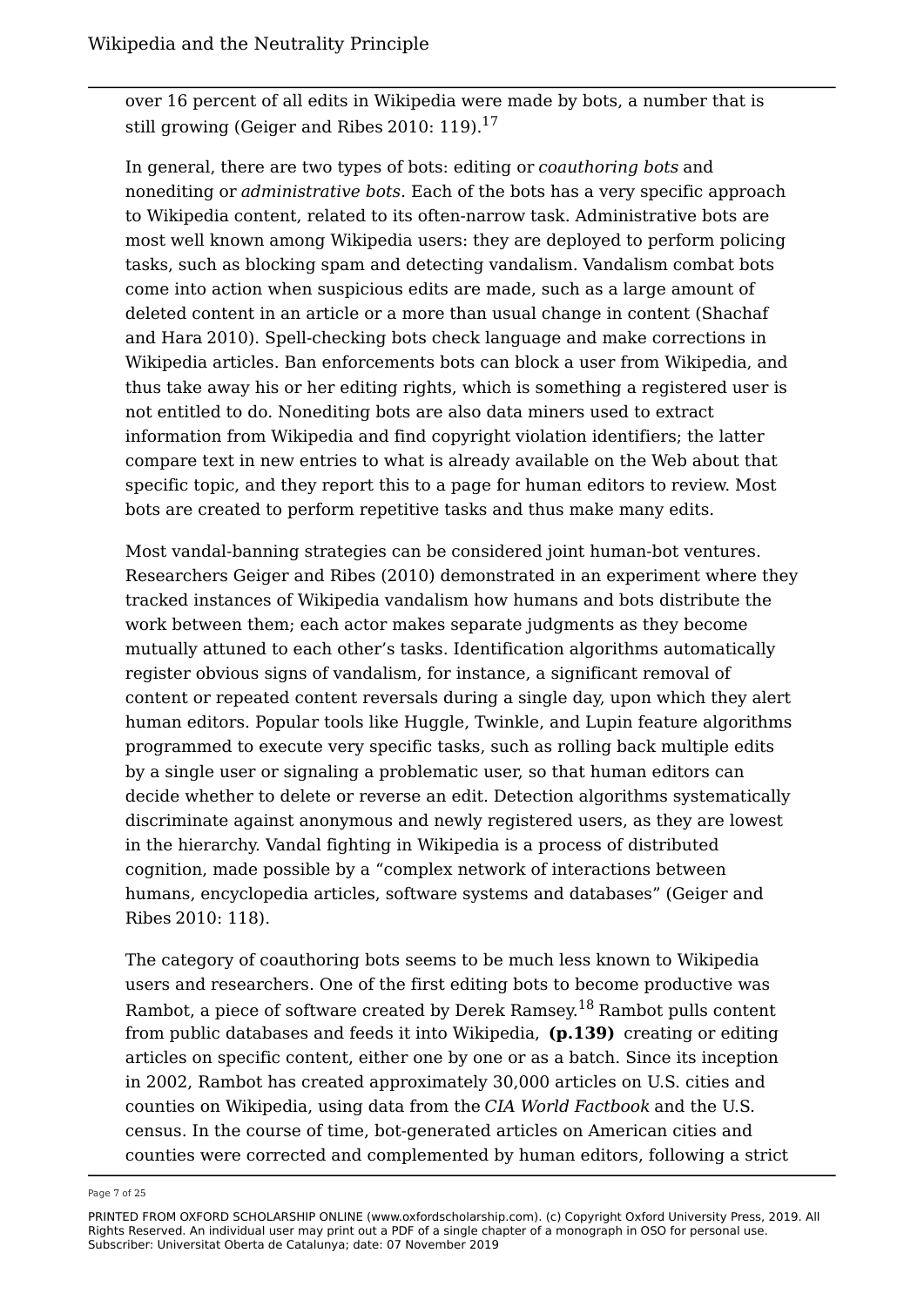over 16 percent of all edits in Wikipedia were made by bots, a number that is still growing (Geiger and Ribes 2010: 119).[17]

In general, there are two types of bots: editing or *coauthoring bots* and nonediting or *administrative bots*. Each of the bots has a very specific approach to Wikipedia content, related to its often-narrow task. Administrative bots are most well known among Wikipedia users: they are deployed to perform policing tasks, such as blocking spam and detecting vandalism. Vandalism combat bots come into action when suspicious edits are made, such as a large amount of deleted content in an article or a more than usual change in content (Shachaf and Hara 2010). Spell-checking bots check language and make corrections in Wikipedia articles. Ban enforcements bots can block a user from Wikipedia, and thus take away his or her editing rights, which is something a registered user is not entitled to do. Nonediting bots are also data miners used to extract information from Wikipedia and find copyright violation identifiers; the latter compare text in new entries to what is already available on the Web about that specific topic, and they report this to a page for human editors to review. Most bots are created to perform repetitive tasks and thus make many edits.

Most vandal-banning strategies can be considered joint human-bot ventures. Researchers Geiger and Ribes (2010) demonstrated in an experiment where they tracked instances of Wikipedia vandalism how humans and bots distribute the work between them; each actor makes separate judgments as they become mutually attuned to each other's tasks. Identification algorithms automatically register obvious signs of vandalism, for instance, a significant removal of content or repeated content reversals during a single day, upon which they alert human editors. Popular tools like Huggle, Twinkle, and Lupin feature algorithms programmed to execute very specific tasks, such as rolling back multiple edits by a single user or signaling a problematic user, so that human editors can decide whether to delete or reverse an edit. Detection algorithms systematically discriminate against anonymous and newly registered users, as they are lowest in the hierarchy. Vandal fighting in Wikipedia is a process of distributed cognition, made possible by a "complex network of interactions between humans, encyclopedia articles, software systems and databases" (Geiger and Ribes 2010: 118).

The category of coauthoring bots seems to be much less known to Wikipedia users and researchers. One of the first editing bots to become productive was Rambot, a piece of software created by Derek Ramsey.[18] Rambot pulls content from public databases and feeds it into Wikipedia, **(p.139)** creating or editing articles on specific content, either one by one or as a batch. Since its inception in 2002, Rambot has created approximately 30,000 articles on U.S. cities and counties on Wikipedia, using data from the *CIA World Factbook* and the U.S. census. In the course of time, bot-generated articles on American cities and counties were corrected and complemented by human editors, following a strict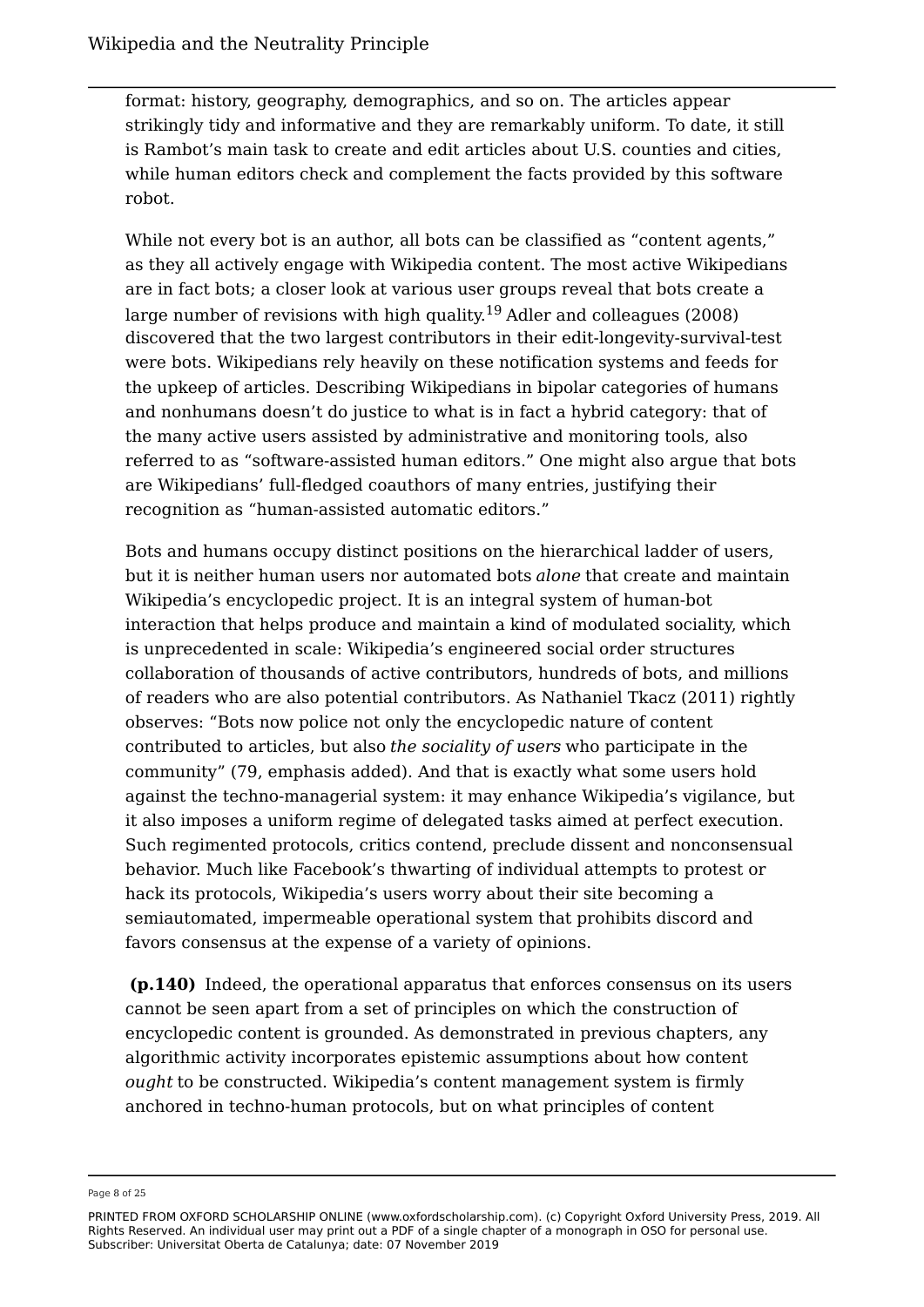format: history, geography, demographics, and so on. The articles appear strikingly tidy and informative and they are remarkably uniform. To date, it still is Rambot's main task to create and edit articles about U.S. counties and cities, while human editors check and complement the facts provided by this software robot.

While not every bot is an author, all bots can be classified as "content agents," as they all actively engage with Wikipedia content. The most active Wikipedians are in fact bots; a closer look at various user groups reveal that bots create a large number of revisions with high quality.[19] Adler and colleagues (2008) discovered that the two largest contributors in their edit-longevity-survival-test were bots. Wikipedians rely heavily on these notification systems and feeds for the upkeep of articles. Describing Wikipedians in bipolar categories of humans and nonhumans doesn't do justice to what is in fact a hybrid category: that of the many active users assisted by administrative and monitoring tools, also referred to as "software-assisted human editors." One might also argue that bots are Wikipedians' full-fledged coauthors of many entries, justifying their recognition as "human-assisted automatic editors."

Bots and humans occupy distinct positions on the hierarchical ladder of users, but it is neither human users nor automated bots *alone* that create and maintain Wikipedia's encyclopedic project. It is an integral system of human-bot interaction that helps produce and maintain a kind of modulated sociality, which is unprecedented in scale: Wikipedia's engineered social order structures collaboration of thousands of active contributors, hundreds of bots, and millions of readers who are also potential contributors. As Nathaniel Tkacz (2011) rightly observes: "Bots now police not only the encyclopedic nature of content contributed to articles, but also *the sociality of users* who participate in the community" (79, emphasis added). And that is exactly what some users hold against the techno-managerial system: it may enhance Wikipedia's vigilance, but it also imposes a uniform regime of delegated tasks aimed at perfect execution. Such regimented protocols, critics contend, preclude dissent and nonconsensual behavior. Much like Facebook's thwarting of individual attempts to protest or hack its protocols, Wikipedia's users worry about their site becoming a semiautomated, impermeable operational system that prohibits discord and favors consensus at the expense of a variety of opinions.

**(p.140)** Indeed, the operational apparatus that enforces consensus on its users cannot be seen apart from a set of principles on which the construction of encyclopedic content is grounded. As demonstrated in previous chapters, any algorithmic activity incorporates epistemic assumptions about how content *ought* to be constructed. Wikipedia's content management system is firmly anchored in techno-human protocols, but on what principles of content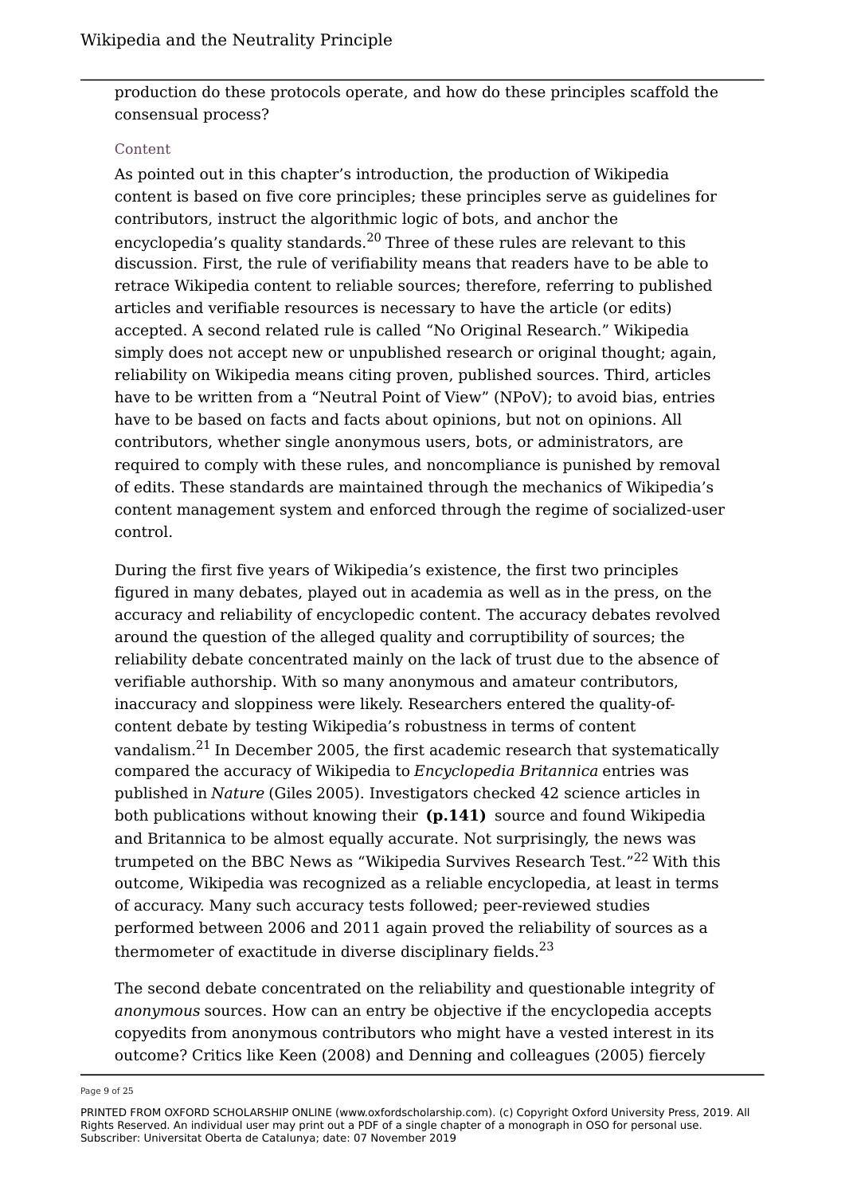production do these protocols operate, and how do these principles scaffold the consensual process?

### Content

As pointed out in this chapter's introduction, the production of Wikipedia content is based on five core principles; these principles serve as guidelines for contributors, instruct the algorithmic logic of bots, and anchor the encyclopedia's quality standards.[20] Three of these rules are relevant to this discussion. First, the rule of verifiability means that readers have to be able to retrace Wikipedia content to reliable sources; therefore, referring to published articles and verifiable resources is necessary to have the article (or edits) accepted. A second related rule is called "No Original Research." Wikipedia simply does not accept new or unpublished research or original thought; again, reliability on Wikipedia means citing proven, published sources. Third, articles have to be written from a "Neutral Point of View" (NPoV); to avoid bias, entries have to be based on facts and facts about opinions, but not on opinions. All contributors, whether single anonymous users, bots, or administrators, are required to comply with these rules, and noncompliance is punished by removal of edits. These standards are maintained through the mechanics of Wikipedia's content management system and enforced through the regime of socialized-user control.

During the first five years of Wikipedia's existence, the first two principles figured in many debates, played out in academia as well as in the press, on the accuracy and reliability of encyclopedic content. The accuracy debates revolved around the question of the alleged quality and corruptibility of sources; the reliability debate concentrated mainly on the lack of trust due to the absence of verifiable authorship. With so many anonymous and amateur contributors, inaccuracy and sloppiness were likely. Researchers entered the quality-of-content debate by testing Wikipedia's robustness in terms of content vandalism.[21] In December 2005, the first academic research that systematically compared the accuracy of Wikipedia to *Encyclopedia Britannica* entries was published in *Nature* (Giles 2005). Investigators checked 42 science articles in both publications without knowing their **(p.141)** source and found Wikipedia and Britannica to be almost equally accurate. Not surprisingly, the news was trumpeted on the BBC News as "Wikipedia Survives Research Test."[22] With this outcome, Wikipedia was recognized as a reliable encyclopedia, at least in terms of accuracy. Many such accuracy tests followed; peer-reviewed studies performed between 2006 and 2011 again proved the reliability of sources as a thermometer of exactitude in diverse disciplinary fields.[23]

The second debate concentrated on the reliability and questionable integrity of *anonymous* sources. How can an entry be objective if the encyclopedia accepts copyedits from anonymous contributors who might have a vested interest in its outcome? Critics like Keen (2008) and Denning and colleagues (2005) fiercely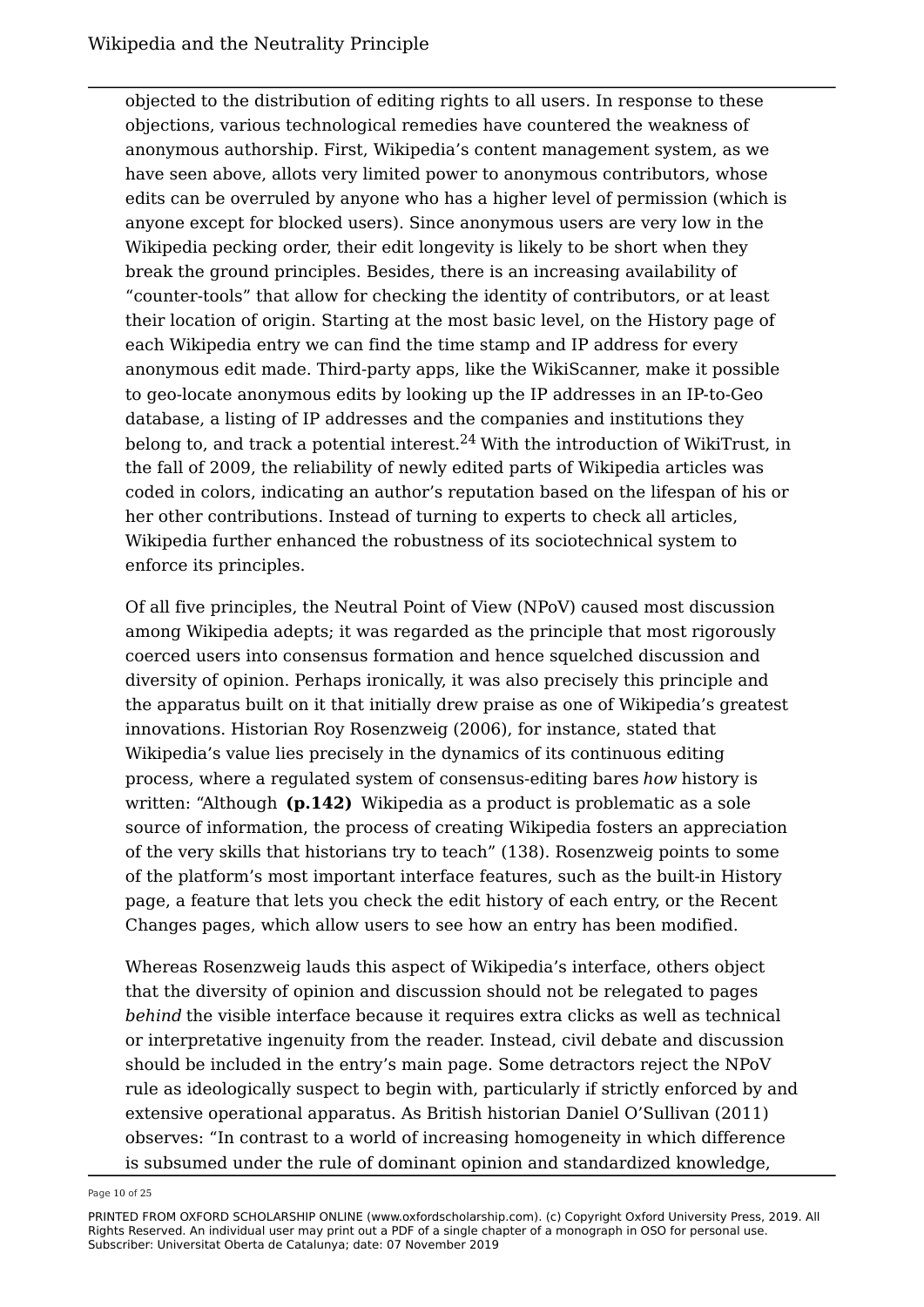objected to the distribution of editing rights to all users. In response to these objections, various technological remedies have countered the weakness of anonymous authorship. First, Wikipedia's content management system, as we have seen above, allots very limited power to anonymous contributors, whose edits can be overruled by anyone who has a higher level of permission (which is anyone except for blocked users). Since anonymous users are very low in the Wikipedia pecking order, their edit longevity is likely to be short when they break the ground principles. Besides, there is an increasing availability of "counter-tools" that allow for checking the identity of contributors, or at least their location of origin. Starting at the most basic level, on the History page of each Wikipedia entry we can find the time stamp and IP address for every anonymous edit made. Third-party apps, like the WikiScanner, make it possible to geo-locate anonymous edits by looking up the IP addresses in an IP-to-Geo database, a listing of IP addresses and the companies and institutions they belong to, and track a potential interest.[24] With the introduction of WikiTrust, in the fall of 2009, the reliability of newly edited parts of Wikipedia articles was coded in colors, indicating an author's reputation based on the lifespan of his or her other contributions. Instead of turning to experts to check all articles, Wikipedia further enhanced the robustness of its sociotechnical system to enforce its principles.

Of all five principles, the Neutral Point of View (NPoV) caused most discussion among Wikipedia adepts; it was regarded as the principle that most rigorously coerced users into consensus formation and hence squelched discussion and diversity of opinion. Perhaps ironically, it was also precisely this principle and the apparatus built on it that initially drew praise as one of Wikipedia's greatest innovations. Historian Roy Rosenzweig (2006), for instance, stated that Wikipedia's value lies precisely in the dynamics of its continuous editing process, where a regulated system of consensus-editing bares *how* history is written: "Although **(p.142)** Wikipedia as a product is problematic as a sole source of information, the process of creating Wikipedia fosters an appreciation of the very skills that historians try to teach" (138). Rosenzweig points to some of the platform's most important interface features, such as the built-in History page, a feature that lets you check the edit history of each entry, or the Recent Changes pages, which allow users to see how an entry has been modified.

Whereas Rosenzweig lauds this aspect of Wikipedia's interface, others object that the diversity of opinion and discussion should not be relegated to pages *behind* the visible interface because it requires extra clicks as well as technical or interpretative ingenuity from the reader. Instead, civil debate and discussion should be included in the entry's main page. Some detractors reject the NPoV rule as ideologically suspect to begin with, particularly if strictly enforced by and extensive operational apparatus. As British historian Daniel O'Sullivan (2011) observes: "In contrast to a world of increasing homogeneity in which difference is subsumed under the rule of dominant opinion and standardized knowledge,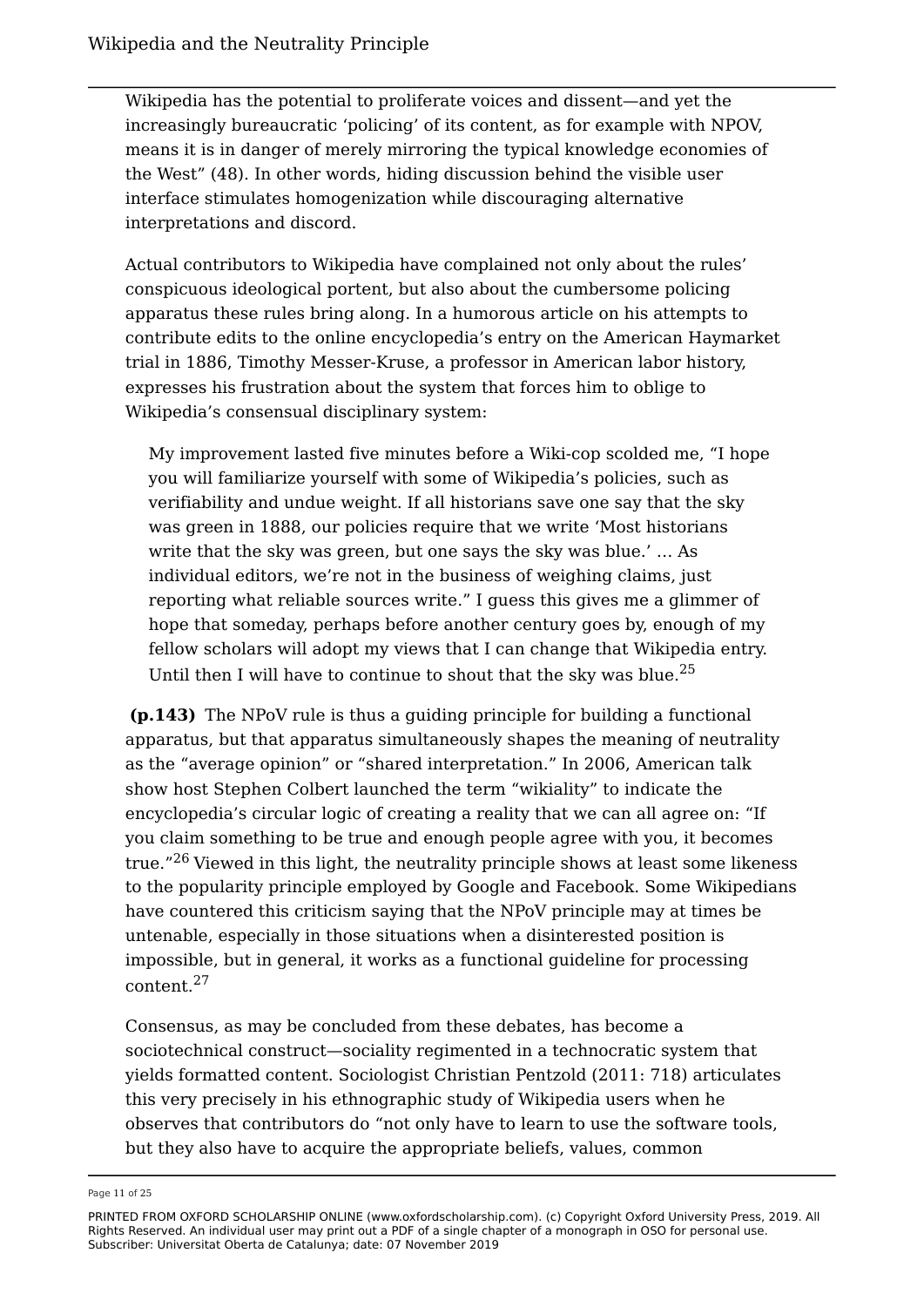Wikipedia has the potential to proliferate voices and dissent—and yet the increasingly bureaucratic 'policing' of its content, as for example with NPOV, means it is in danger of merely mirroring the typical knowledge economies of the West" (48). In other words, hiding discussion behind the visible user interface stimulates homogenization while discouraging alternative interpretations and discord.

Actual contributors to Wikipedia have complained not only about the rules' conspicuous ideological portent, but also about the cumbersome policing apparatus these rules bring along. In a humorous article on his attempts to contribute edits to the online encyclopedia's entry on the American Haymarket trial in 1886, Timothy Messer-Kruse, a professor in American labor history, expresses his frustration about the system that forces him to oblige to Wikipedia's consensual disciplinary system:

> My improvement lasted five minutes before a Wiki-cop scolded me, "I hope you will familiarize yourself with some of Wikipedia's policies, such as verifiability and undue weight. If all historians save one say that the sky was green in 1888, our policies require that we write 'Most historians write that the sky was green, but one says the sky was blue.' … As individual editors, we're not in the business of weighing claims, just reporting what reliable sources write." I guess this gives me a glimmer of hope that someday, perhaps before another century goes by, enough of my fellow scholars will adopt my views that I can change that Wikipedia entry. Until then I will have to continue to shout that the sky was blue.[25]

**(p.143)** The NPoV rule is thus a guiding principle for building a functional apparatus, but that apparatus simultaneously shapes the meaning of neutrality as the "average opinion" or "shared interpretation." In 2006, American talk show host Stephen Colbert launched the term "wikiality" to indicate the encyclopedia's circular logic of creating a reality that we can all agree on: "If you claim something to be true and enough people agree with you, it becomes true."[26] Viewed in this light, the neutrality principle shows at least some likeness to the popularity principle employed by Google and Facebook. Some Wikipedians have countered this criticism saying that the NPoV principle may at times be untenable, especially in those situations when a disinterested position is impossible, but in general, it works as a functional guideline for processing content.[27]

Consensus, as may be concluded from these debates, has become a sociotechnical construct—sociality regimented in a technocratic system that yields formatted content. Sociologist Christian Pentzold (2011: 718) articulates this very precisely in his ethnographic study of Wikipedia users when he observes that contributors do "not only have to learn to use the software tools, but they also have to acquire the appropriate beliefs, values, common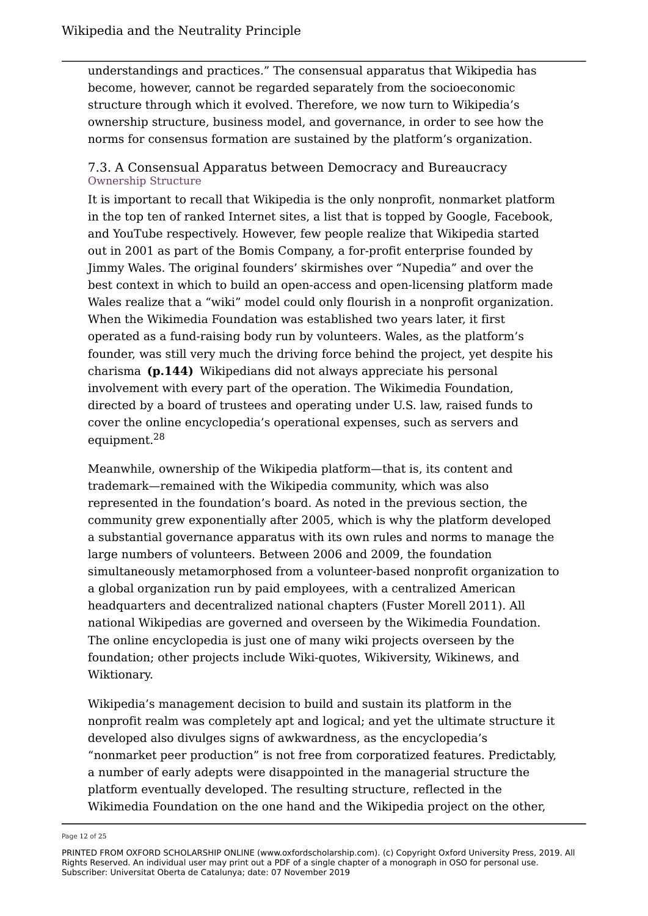understandings and practices." The consensual apparatus that Wikipedia has become, however, cannot be regarded separately from the socioeconomic structure through which it evolved. Therefore, we now turn to Wikipedia's ownership structure, business model, and governance, in order to see how the norms for consensus formation are sustained by the platform's organization.

## 7.3. A Consensual Apparatus between Democracy and Bureaucracy

### Ownership Structure

It is important to recall that Wikipedia is the only nonprofit, nonmarket platform in the top ten of ranked Internet sites, a list that is topped by Google, Facebook, and YouTube respectively. However, few people realize that Wikipedia started out in 2001 as part of the Bomis Company, a for-profit enterprise founded by Jimmy Wales. The original founders' skirmishes over "Nupedia" and over the best context in which to build an open-access and open-licensing platform made Wales realize that a "wiki" model could only flourish in a nonprofit organization. When the Wikimedia Foundation was established two years later, it first operated as a fund-raising body run by volunteers. Wales, as the platform's founder, was still very much the driving force behind the project, yet despite his charisma **(p.144)** Wikipedians did not always appreciate his personal involvement with every part of the operation. The Wikimedia Foundation, directed by a board of trustees and operating under U.S. law, raised funds to cover the online encyclopedia's operational expenses, such as servers and equipment.[28]

Meanwhile, ownership of the Wikipedia platform—that is, its content and trademark—remained with the Wikipedia community, which was also represented in the foundation's board. As noted in the previous section, the community grew exponentially after 2005, which is why the platform developed a substantial governance apparatus with its own rules and norms to manage the large numbers of volunteers. Between 2006 and 2009, the foundation simultaneously metamorphosed from a volunteer-based nonprofit organization to a global organization run by paid employees, with a centralized American headquarters and decentralized national chapters (Fuster Morell 2011). All national Wikipedias are governed and overseen by the Wikimedia Foundation. The online encyclopedia is just one of many wiki projects overseen by the foundation; other projects include Wiki-quotes, Wikiversity, Wikinews, and Wiktionary.

Wikipedia's management decision to build and sustain its platform in the nonprofit realm was completely apt and logical; and yet the ultimate structure it developed also divulges signs of awkwardness, as the encyclopedia's "nonmarket peer production" is not free from corporatized features. Predictably, a number of early adepts were disappointed in the managerial structure the platform eventually developed. The resulting structure, reflected in the Wikimedia Foundation on the one hand and the Wikipedia project on the other,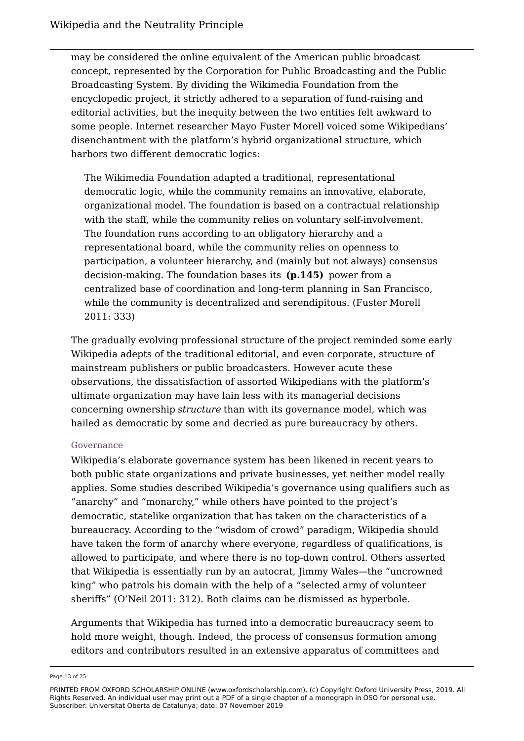may be considered the online equivalent of the American public broadcast concept, represented by the Corporation for Public Broadcasting and the Public Broadcasting System. By dividing the Wikimedia Foundation from the encyclopedic project, it strictly adhered to a separation of fund-raising and editorial activities, but the inequity between the two entities felt awkward to some people. Internet researcher Mayo Fuster Morell voiced some Wikipedians' disenchantment with the platform's hybrid organizational structure, which harbors two different democratic logics:

> The Wikimedia Foundation adapted a traditional, representational democratic logic, while the community remains an innovative, elaborate, organizational model. The foundation is based on a contractual relationship with the staff, while the community relies on voluntary self-involvement. The foundation runs according to an obligatory hierarchy and a representational board, while the community relies on openness to participation, a volunteer hierarchy, and (mainly but not always) consensus decision-making. The foundation bases its **(p.145)** power from a centralized base of coordination and long-term planning in San Francisco, while the community is decentralized and serendipitous. (Fuster Morell 2011: 333)

The gradually evolving professional structure of the project reminded some early Wikipedia adepts of the traditional editorial, and even corporate, structure of mainstream publishers or public broadcasters. However acute these observations, the dissatisfaction of assorted Wikipedians with the platform's ultimate organization may have lain less with its managerial decisions concerning ownership *structure* than with its governance model, which was hailed as democratic by some and decried as pure bureaucracy by others.

### Governance

Wikipedia's elaborate governance system has been likened in recent years to both public state organizations and private businesses, yet neither model really applies. Some studies described Wikipedia's governance using qualifiers such as "anarchy" and "monarchy," while others have pointed to the project's democratic, statelike organization that has taken on the characteristics of a bureaucracy. According to the "wisdom of crowd" paradigm, Wikipedia should have taken the form of anarchy where everyone, regardless of qualifications, is allowed to participate, and where there is no top-down control. Others asserted that Wikipedia is essentially run by an autocrat, Jimmy Wales—the "uncrowned king" who patrols his domain with the help of a "selected army of volunteer sheriffs" (O'Neil 2011: 312). Both claims can be dismissed as hyperbole.

Arguments that Wikipedia has turned into a democratic bureaucracy seem to hold more weight, though. Indeed, the process of consensus formation among editors and contributors resulted in an extensive apparatus of committees and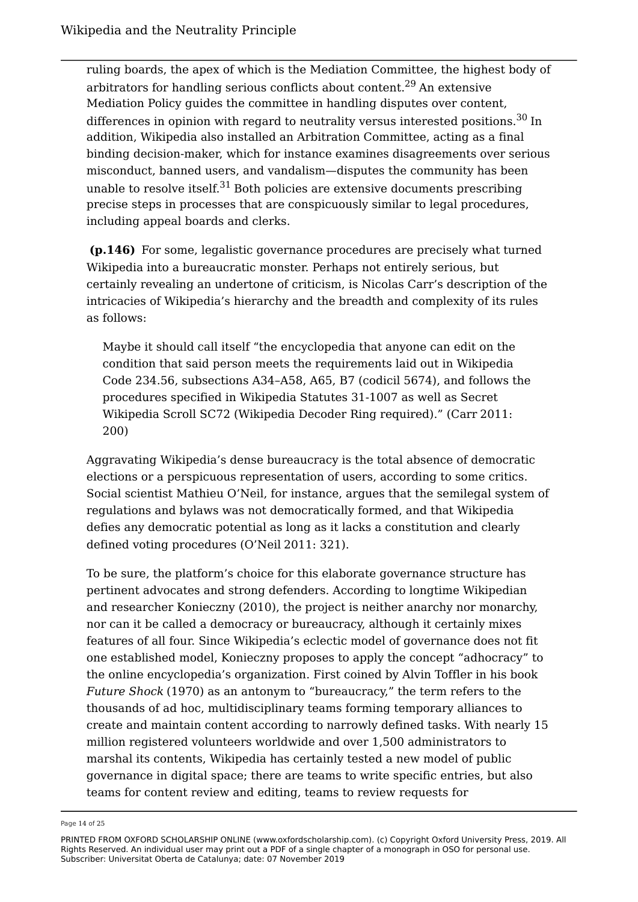ruling boards, the apex of which is the Mediation Committee, the highest body of arbitrators for handling serious conflicts about content.[29] An extensive Mediation Policy guides the committee in handling disputes over content, differences in opinion with regard to neutrality versus interested positions.[30] In addition, Wikipedia also installed an Arbitration Committee, acting as a final binding decision-maker, which for instance examines disagreements over serious misconduct, banned users, and vandalism—disputes the community has been unable to resolve itself.[31] Both policies are extensive documents prescribing precise steps in processes that are conspicuously similar to legal procedures, including appeal boards and clerks.

**(p.146)** For some, legalistic governance procedures are precisely what turned Wikipedia into a bureaucratic monster. Perhaps not entirely serious, but certainly revealing an undertone of criticism, is Nicolas Carr's description of the intricacies of Wikipedia's hierarchy and the breadth and complexity of its rules as follows:

> Maybe it should call itself "the encyclopedia that anyone can edit on the condition that said person meets the requirements laid out in Wikipedia Code 234.56, subsections A34–A58, A65, B7 (codicil 5674), and follows the procedures specified in Wikipedia Statutes 31-1007 as well as Secret Wikipedia Scroll SC72 (Wikipedia Decoder Ring required)." (Carr 2011: 200)

Aggravating Wikipedia's dense bureaucracy is the total absence of democratic elections or a perspicuous representation of users, according to some critics. Social scientist Mathieu O'Neil, for instance, argues that the semilegal system of regulations and bylaws was not democratically formed, and that Wikipedia defies any democratic potential as long as it lacks a constitution and clearly defined voting procedures (O'Neil 2011: 321).

To be sure, the platform's choice for this elaborate governance structure has pertinent advocates and strong defenders. According to longtime Wikipedian and researcher Konieczny (2010), the project is neither anarchy nor monarchy, nor can it be called a democracy or bureaucracy, although it certainly mixes features of all four. Since Wikipedia's eclectic model of governance does not fit one established model, Konieczny proposes to apply the concept "adhocracy" to the online encyclopedia's organization. First coined by Alvin Toffler in his book *Future Shock* (1970) as an antonym to "bureaucracy," the term refers to the thousands of ad hoc, multidisciplinary teams forming temporary alliances to create and maintain content according to narrowly defined tasks. With nearly 15 million registered volunteers worldwide and over 1,500 administrators to marshal its contents, Wikipedia has certainly tested a new model of public governance in digital space; there are teams to write specific entries, but also teams for content review and editing, teams to review requests for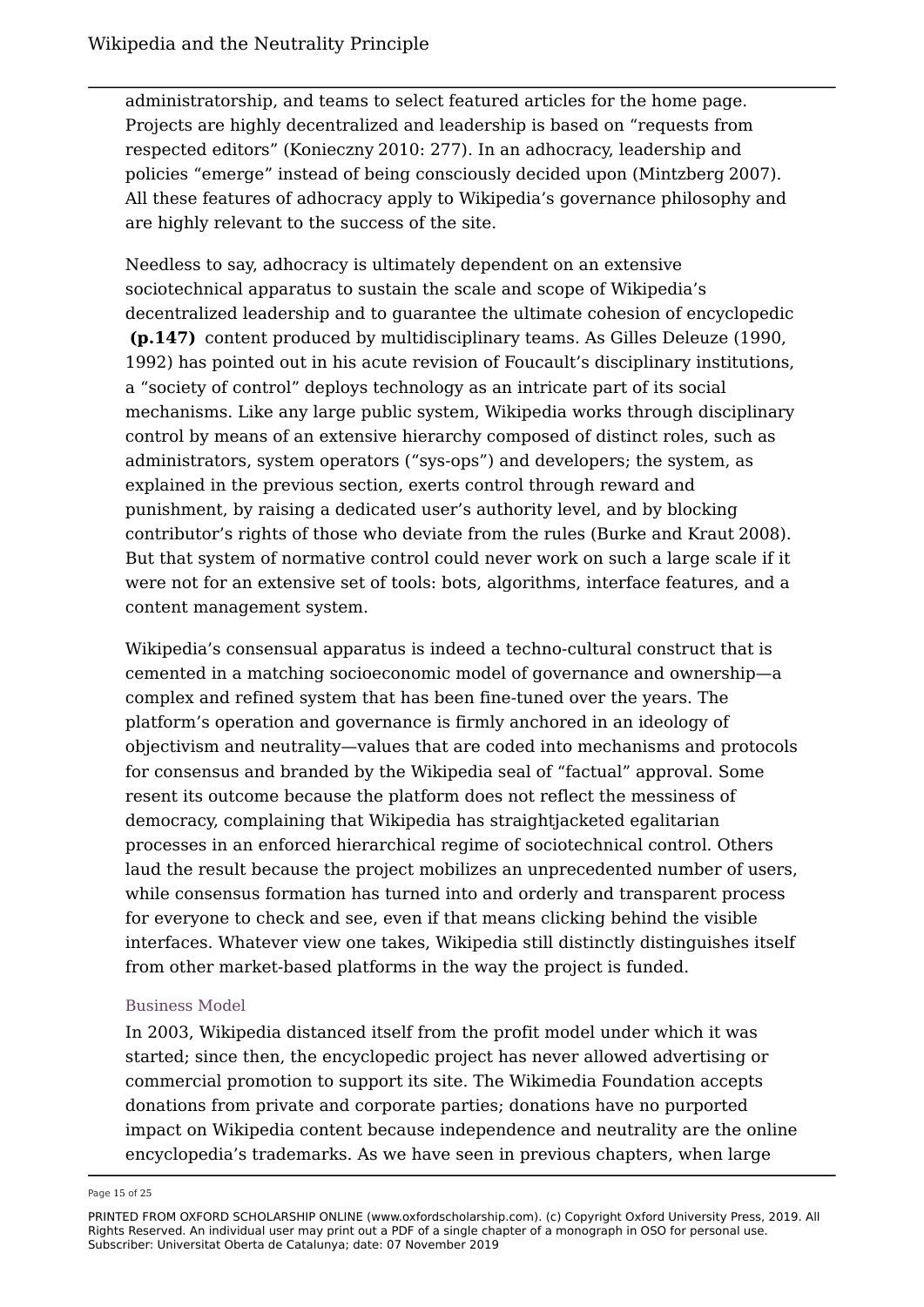administratorship, and teams to select featured articles for the home page. Projects are highly decentralized and leadership is based on "requests from respected editors" (Konieczny 2010: 277). In an adhocracy, leadership and policies "emerge" instead of being consciously decided upon (Mintzberg 2007). All these features of adhocracy apply to Wikipedia's governance philosophy and are highly relevant to the success of the site.

Needless to say, adhocracy is ultimately dependent on an extensive sociotechnical apparatus to sustain the scale and scope of Wikipedia's decentralized leadership and to guarantee the ultimate cohesion of encyclopedic **(p.147)** content produced by multidisciplinary teams. As Gilles Deleuze (1990, 1992) has pointed out in his acute revision of Foucault's disciplinary institutions, a "society of control" deploys technology as an intricate part of its social mechanisms. Like any large public system, Wikipedia works through disciplinary control by means of an extensive hierarchy composed of distinct roles, such as administrators, system operators ("sys-ops") and developers; the system, as explained in the previous section, exerts control through reward and punishment, by raising a dedicated user's authority level, and by blocking contributor's rights of those who deviate from the rules (Burke and Kraut 2008). But that system of normative control could never work on such a large scale if it were not for an extensive set of tools: bots, algorithms, interface features, and a content management system.

Wikipedia's consensual apparatus is indeed a techno-cultural construct that is cemented in a matching socioeconomic model of governance and ownership—a complex and refined system that has been fine-tuned over the years. The platform's operation and governance is firmly anchored in an ideology of objectivism and neutrality—values that are coded into mechanisms and protocols for consensus and branded by the Wikipedia seal of "factual" approval. Some resent its outcome because the platform does not reflect the messiness of democracy, complaining that Wikipedia has straightjacketed egalitarian processes in an enforced hierarchical regime of sociotechnical control. Others laud the result because the project mobilizes an unprecedented number of users, while consensus formation has turned into and orderly and transparent process for everyone to check and see, even if that means clicking behind the visible interfaces. Whatever view one takes, Wikipedia still distinctly distinguishes itself from other market-based platforms in the way the project is funded.

### Business Model

In 2003, Wikipedia distanced itself from the profit model under which it was started; since then, the encyclopedic project has never allowed advertising or commercial promotion to support its site. The Wikimedia Foundation accepts donations from private and corporate parties; donations have no purported impact on Wikipedia content because independence and neutrality are the online encyclopedia's trademarks. As we have seen in previous chapters, when large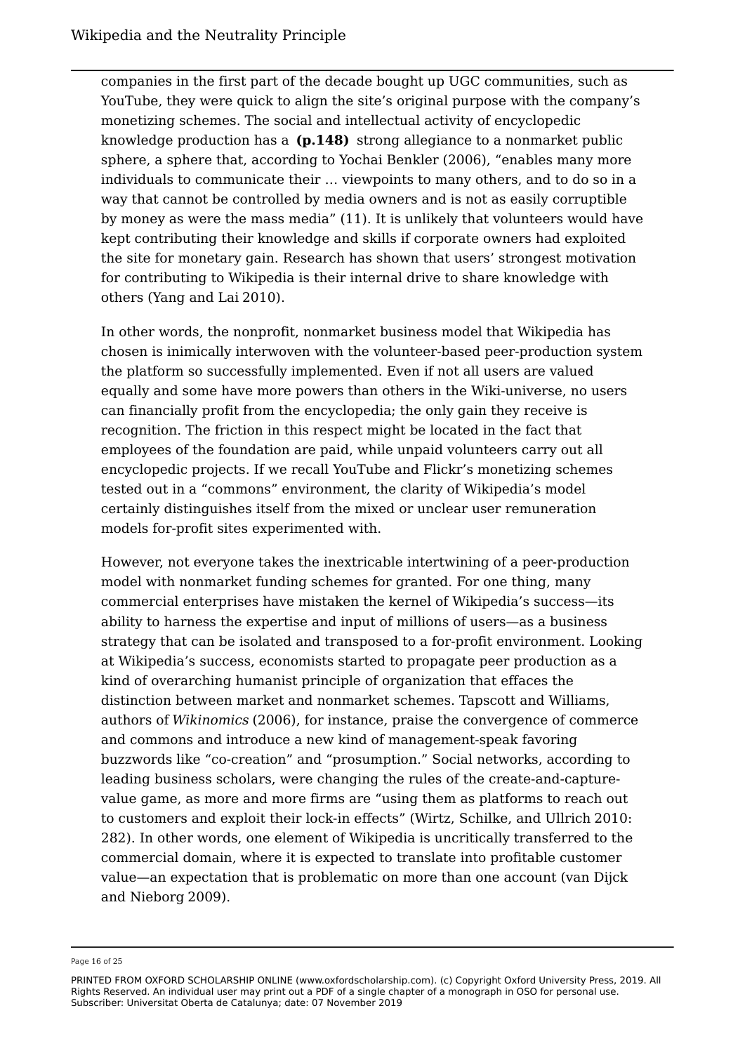companies in the first part of the decade bought up UGC communities, such as YouTube, they were quick to align the site's original purpose with the company's monetizing schemes. The social and intellectual activity of encyclopedic knowledge production has a **(p.148)** strong allegiance to a nonmarket public sphere, a sphere that, according to Yochai Benkler (2006), "enables many more individuals to communicate their … viewpoints to many others, and to do so in a way that cannot be controlled by media owners and is not as easily corruptible by money as were the mass media" (11). It is unlikely that volunteers would have kept contributing their knowledge and skills if corporate owners had exploited the site for monetary gain. Research has shown that users' strongest motivation for contributing to Wikipedia is their internal drive to share knowledge with others (Yang and Lai 2010).

In other words, the nonprofit, nonmarket business model that Wikipedia has chosen is inimically interwoven with the volunteer-based peer-production system the platform so successfully implemented. Even if not all users are valued equally and some have more powers than others in the Wiki-universe, no users can financially profit from the encyclopedia; the only gain they receive is recognition. The friction in this respect might be located in the fact that employees of the foundation are paid, while unpaid volunteers carry out all encyclopedic projects. If we recall YouTube and Flickr's monetizing schemes tested out in a "commons" environment, the clarity of Wikipedia's model certainly distinguishes itself from the mixed or unclear user remuneration models for-profit sites experimented with.

However, not everyone takes the inextricable intertwining of a peer-production model with nonmarket funding schemes for granted. For one thing, many commercial enterprises have mistaken the kernel of Wikipedia's success—its ability to harness the expertise and input of millions of users—as a business strategy that can be isolated and transposed to a for-profit environment. Looking at Wikipedia's success, economists started to propagate peer production as a kind of overarching humanist principle of organization that effaces the distinction between market and nonmarket schemes. Tapscott and Williams, authors of *Wikinomics* (2006), for instance, praise the convergence of commerce and commons and introduce a new kind of management-speak favoring buzzwords like "co-creation" and "prosumption." Social networks, according to leading business scholars, were changing the rules of the create-and-capture-value game, as more and more firms are "using them as platforms to reach out to customers and exploit their lock-in effects" (Wirtz, Schilke, and Ullrich 2010: 282). In other words, one element of Wikipedia is uncritically transferred to the commercial domain, where it is expected to translate into profitable customer value—an expectation that is problematic on more than one account (van Dijck and Nieborg 2009).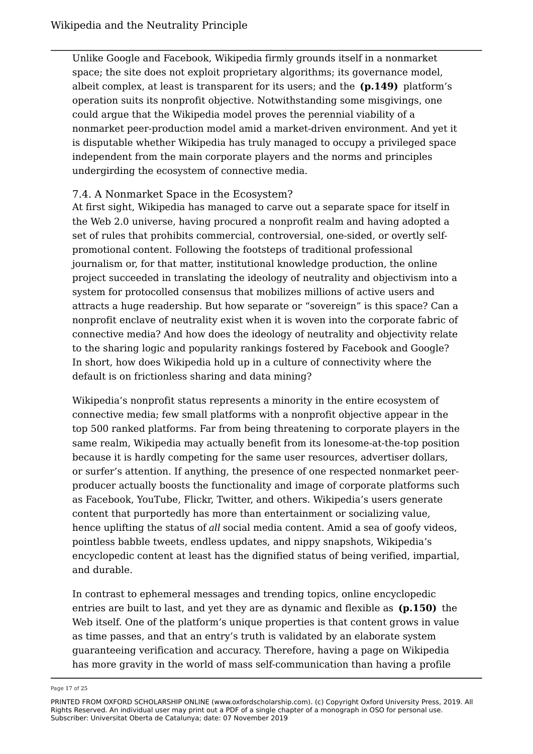Unlike Google and Facebook, Wikipedia firmly grounds itself in a nonmarket space; the site does not exploit proprietary algorithms; its governance model, albeit complex, at least is transparent for its users; and the **(p.149)** platform's operation suits its nonprofit objective. Notwithstanding some misgivings, one could argue that the Wikipedia model proves the perennial viability of a nonmarket peer-production model amid a market-driven environment. And yet it is disputable whether Wikipedia has truly managed to occupy a privileged space independent from the main corporate players and the norms and principles undergirding the ecosystem of connective media.

### 7.4. A Nonmarket Space in the Ecosystem?

At first sight, Wikipedia has managed to carve out a separate space for itself in the Web 2.0 universe, having procured a nonprofit realm and having adopted a set of rules that prohibits commercial, controversial, one-sided, or overtly self-promotional content. Following the footsteps of traditional professional journalism or, for that matter, institutional knowledge production, the online project succeeded in translating the ideology of neutrality and objectivism into a system for protocolled consensus that mobilizes millions of active users and attracts a huge readership. But how separate or "sovereign" is this space? Can a nonprofit enclave of neutrality exist when it is woven into the corporate fabric of connective media? And how does the ideology of neutrality and objectivity relate to the sharing logic and popularity rankings fostered by Facebook and Google? In short, how does Wikipedia hold up in a culture of connectivity where the default is on frictionless sharing and data mining?

Wikipedia's nonprofit status represents a minority in the entire ecosystem of connective media; few small platforms with a nonprofit objective appear in the top 500 ranked platforms. Far from being threatening to corporate players in the same realm, Wikipedia may actually benefit from its lonesome-at-the-top position because it is hardly competing for the same user resources, advertiser dollars, or surfer's attention. If anything, the presence of one respected nonmarket peer-producer actually boosts the functionality and image of corporate platforms such as Facebook, YouTube, Flickr, Twitter, and others. Wikipedia's users generate content that purportedly has more than entertainment or socializing value, hence uplifting the status of *all* social media content. Amid a sea of goofy videos, pointless babble tweets, endless updates, and nippy snapshots, Wikipedia's encyclopedic content at least has the dignified status of being verified, impartial, and durable.

In contrast to ephemeral messages and trending topics, online encyclopedic entries are built to last, and yet they are as dynamic and flexible as **(p.150)** the Web itself. One of the platform's unique properties is that content grows in value as time passes, and that an entry's truth is validated by an elaborate system guaranteeing verification and accuracy. Therefore, having a page on Wikipedia has more gravity in the world of mass self-communication than having a profile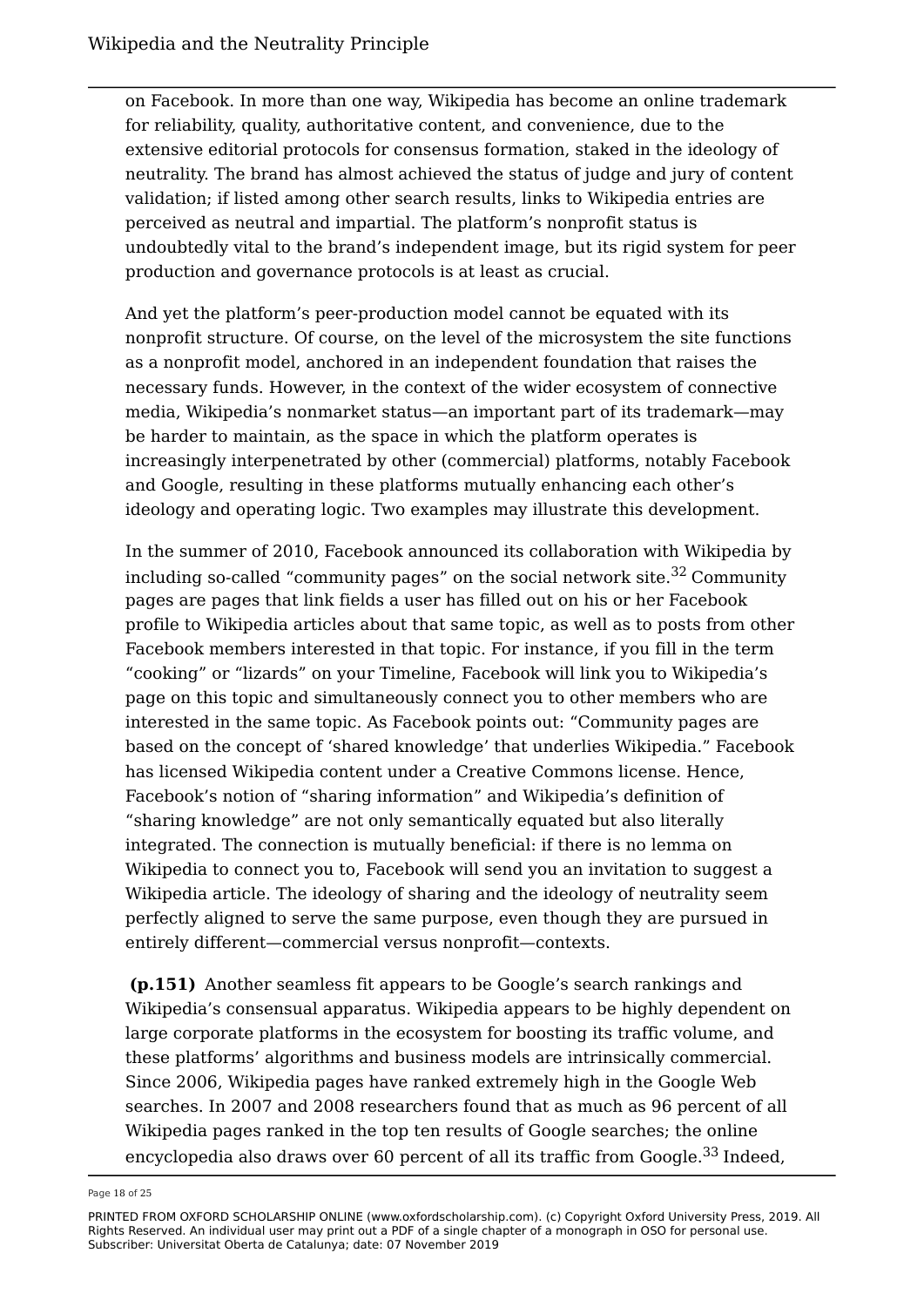on Facebook. In more than one way, Wikipedia has become an online trademark for reliability, quality, authoritative content, and convenience, due to the extensive editorial protocols for consensus formation, staked in the ideology of neutrality. The brand has almost achieved the status of judge and jury of content validation; if listed among other search results, links to Wikipedia entries are perceived as neutral and impartial. The platform's nonprofit status is undoubtedly vital to the brand's independent image, but its rigid system for peer production and governance protocols is at least as crucial.

And yet the platform's peer-production model cannot be equated with its nonprofit structure. Of course, on the level of the microsystem the site functions as a nonprofit model, anchored in an independent foundation that raises the necessary funds. However, in the context of the wider ecosystem of connective media, Wikipedia's nonmarket status—an important part of its trademark—may be harder to maintain, as the space in which the platform operates is increasingly interpenetrated by other (commercial) platforms, notably Facebook and Google, resulting in these platforms mutually enhancing each other's ideology and operating logic. Two examples may illustrate this development.

In the summer of 2010, Facebook announced its collaboration with Wikipedia by including so-called "community pages" on the social network site.[32] Community pages are pages that link fields a user has filled out on his or her Facebook profile to Wikipedia articles about that same topic, as well as to posts from other Facebook members interested in that topic. For instance, if you fill in the term "cooking" or "lizards" on your Timeline, Facebook will link you to Wikipedia's page on this topic and simultaneously connect you to other members who are interested in the same topic. As Facebook points out: "Community pages are based on the concept of 'shared knowledge' that underlies Wikipedia." Facebook has licensed Wikipedia content under a Creative Commons license. Hence, Facebook's notion of "sharing information" and Wikipedia's definition of "sharing knowledge" are not only semantically equated but also literally integrated. The connection is mutually beneficial: if there is no lemma on Wikipedia to connect you to, Facebook will send you an invitation to suggest a Wikipedia article. The ideology of sharing and the ideology of neutrality seem perfectly aligned to serve the same purpose, even though they are pursued in entirely different—commercial versus nonprofit—contexts.

**(p.151)** Another seamless fit appears to be Google's search rankings and Wikipedia's consensual apparatus. Wikipedia appears to be highly dependent on large corporate platforms in the ecosystem for boosting its traffic volume, and these platforms' algorithms and business models are intrinsically commercial. Since 2006, Wikipedia pages have ranked extremely high in the Google Web searches. In 2007 and 2008 researchers found that as much as 96 percent of all Wikipedia pages ranked in the top ten results of Google searches; the online encyclopedia also draws over 60 percent of all its traffic from Google.[33] Indeed,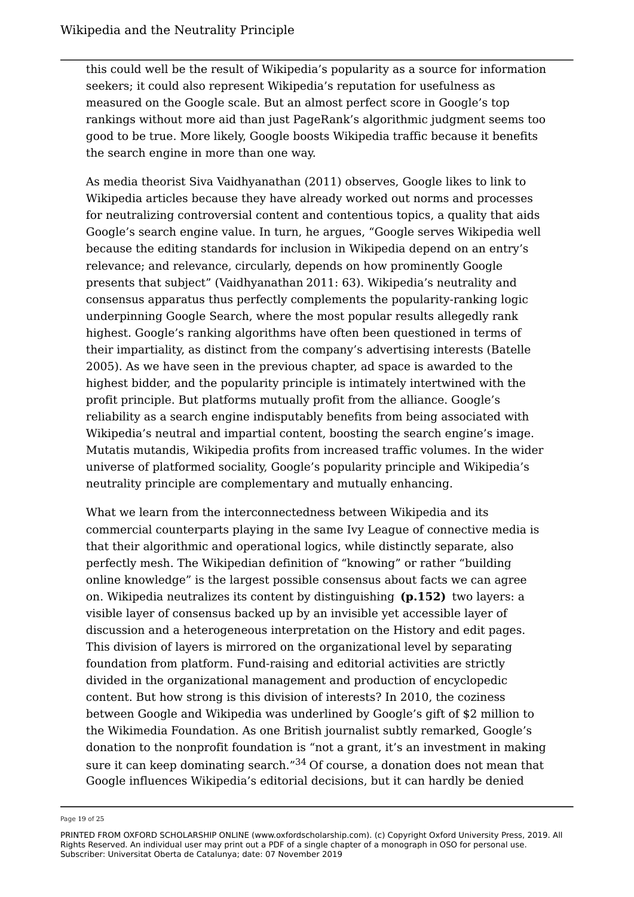this could well be the result of Wikipedia's popularity as a source for information seekers; it could also represent Wikipedia's reputation for usefulness as measured on the Google scale. But an almost perfect score in Google's top rankings without more aid than just PageRank's algorithmic judgment seems too good to be true. More likely, Google boosts Wikipedia traffic because it benefits the search engine in more than one way.

As media theorist Siva Vaidhyanathan (2011) observes, Google likes to link to Wikipedia articles because they have already worked out norms and processes for neutralizing controversial content and contentious topics, a quality that aids Google's search engine value. In turn, he argues, "Google serves Wikipedia well because the editing standards for inclusion in Wikipedia depend on an entry's relevance; and relevance, circularly, depends on how prominently Google presents that subject" (Vaidhyanathan 2011: 63). Wikipedia's neutrality and consensus apparatus thus perfectly complements the popularity-ranking logic underpinning Google Search, where the most popular results allegedly rank highest. Google's ranking algorithms have often been questioned in terms of their impartiality, as distinct from the company's advertising interests (Batelle 2005). As we have seen in the previous chapter, ad space is awarded to the highest bidder, and the popularity principle is intimately intertwined with the profit principle. But platforms mutually profit from the alliance. Google's reliability as a search engine indisputably benefits from being associated with Wikipedia's neutral and impartial content, boosting the search engine's image. Mutatis mutandis, Wikipedia profits from increased traffic volumes. In the wider universe of platformed sociality, Google's popularity principle and Wikipedia's neutrality principle are complementary and mutually enhancing.

What we learn from the interconnectedness between Wikipedia and its commercial counterparts playing in the same Ivy League of connective media is that their algorithmic and operational logics, while distinctly separate, also perfectly mesh. The Wikipedian definition of "knowing" or rather "building online knowledge" is the largest possible consensus about facts we can agree on. Wikipedia neutralizes its content by distinguishing **(p.152)** two layers: a visible layer of consensus backed up by an invisible yet accessible layer of discussion and a heterogeneous interpretation on the History and edit pages. This division of layers is mirrored on the organizational level by separating foundation from platform. Fund-raising and editorial activities are strictly divided in the organizational management and production of encyclopedic content. But how strong is this division of interests? In 2010, the coziness between Google and Wikipedia was underlined by Google's gift of $2 million to the Wikimedia Foundation. As one British journalist subtly remarked, Google's donation to the nonprofit foundation is "not a grant, it's an investment in making sure it can keep dominating search."[34] Of course, a donation does not mean that Google influences Wikipedia's editorial decisions, but it can hardly be denied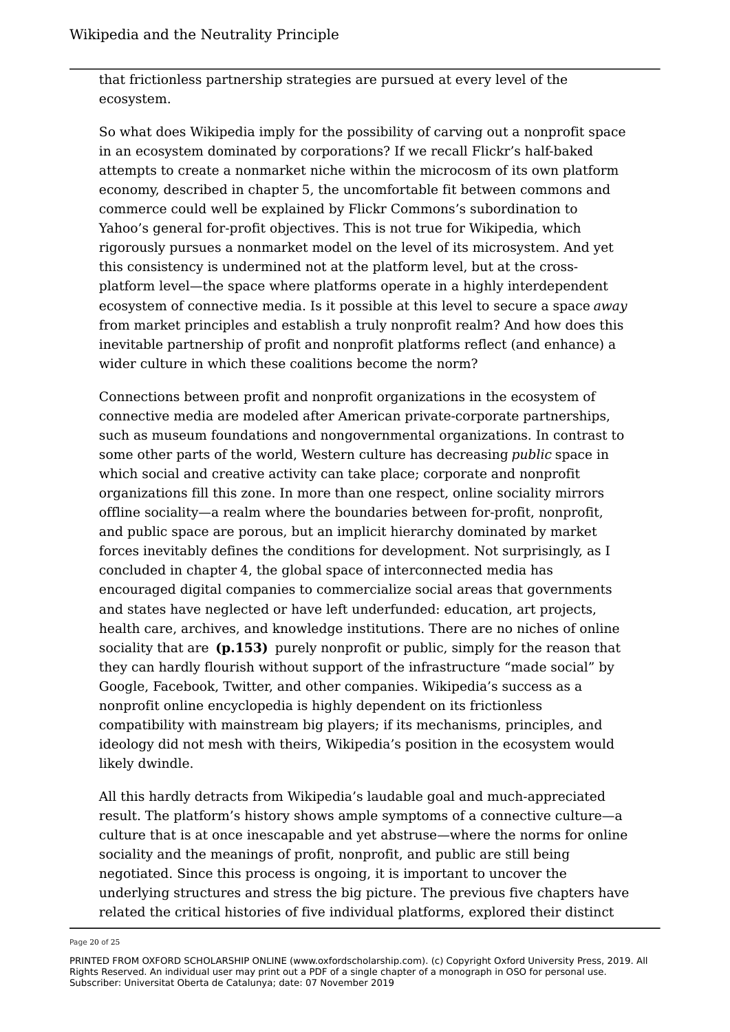that frictionless partnership strategies are pursued at every level of the ecosystem.

So what does Wikipedia imply for the possibility of carving out a nonprofit space in an ecosystem dominated by corporations? If we recall Flickr's half-baked attempts to create a nonmarket niche within the microcosm of its own platform economy, described in chapter 5, the uncomfortable fit between commons and commerce could well be explained by Flickr Commons's subordination to Yahoo's general for-profit objectives. This is not true for Wikipedia, which rigorously pursues a nonmarket model on the level of its microsystem. And yet this consistency is undermined not at the platform level, but at the cross-platform level—the space where platforms operate in a highly interdependent ecosystem of connective media. Is it possible at this level to secure a space *away* from market principles and establish a truly nonprofit realm? And how does this inevitable partnership of profit and nonprofit platforms reflect (and enhance) a wider culture in which these coalitions become the norm?

Connections between profit and nonprofit organizations in the ecosystem of connective media are modeled after American private-corporate partnerships, such as museum foundations and nongovernmental organizations. In contrast to some other parts of the world, Western culture has decreasing *public* space in which social and creative activity can take place; corporate and nonprofit organizations fill this zone. In more than one respect, online sociality mirrors offline sociality—a realm where the boundaries between for-profit, nonprofit, and public space are porous, but an implicit hierarchy dominated by market forces inevitably defines the conditions for development. Not surprisingly, as I concluded in chapter 4, the global space of interconnected media has encouraged digital companies to commercialize social areas that governments and states have neglected or have left underfunded: education, art projects, health care, archives, and knowledge institutions. There are no niches of online sociality that are **(p.153)** purely nonprofit or public, simply for the reason that they can hardly flourish without support of the infrastructure "made social" by Google, Facebook, Twitter, and other companies. Wikipedia's success as a nonprofit online encyclopedia is highly dependent on its frictionless compatibility with mainstream big players; if its mechanisms, principles, and ideology did not mesh with theirs, Wikipedia's position in the ecosystem would likely dwindle.

All this hardly detracts from Wikipedia's laudable goal and much-appreciated result. The platform's history shows ample symptoms of a connective culture—a culture that is at once inescapable and yet abstruse—where the norms for online sociality and the meanings of profit, nonprofit, and public are still being negotiated. Since this process is ongoing, it is important to uncover the underlying structures and stress the big picture. The previous five chapters have related the critical histories of five individual platforms, explored their distinct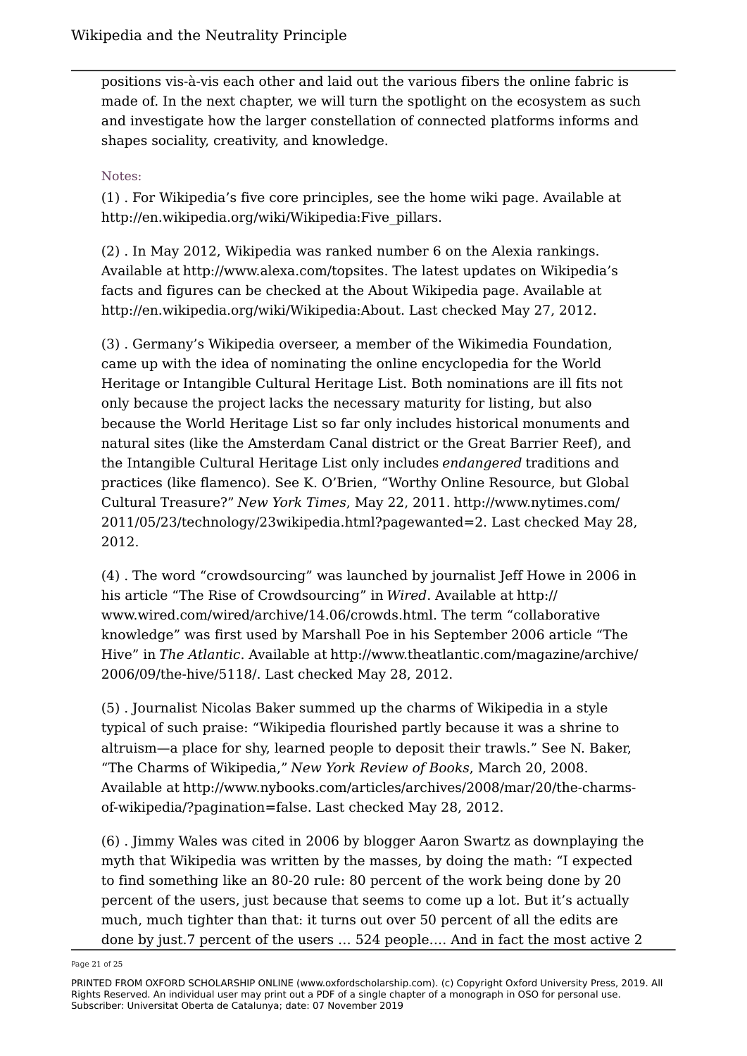positions vis-à-vis each other and laid out the various fibers the online fabric is made of. In the next chapter, we will turn the spotlight on the ecosystem as such and investigate how the larger constellation of connected platforms informs and shapes sociality, creativity, and knowledge.

Notes:

(1) . For Wikipedia's five core principles, see the home wiki page. Available at http://en.wikipedia.org/wiki/Wikipedia:Five_pillars.

(2) . In May 2012, Wikipedia was ranked number 6 on the Alexia rankings. Available at http://www.alexa.com/topsites. The latest updates on Wikipedia's facts and figures can be checked at the About Wikipedia page. Available at http://en.wikipedia.org/wiki/Wikipedia:About. Last checked May 27, 2012.

(3) . Germany's Wikipedia overseer, a member of the Wikimedia Foundation, came up with the idea of nominating the online encyclopedia for the World Heritage or Intangible Cultural Heritage List. Both nominations are ill fits not only because the project lacks the necessary maturity for listing, but also because the World Heritage List so far only includes historical monuments and natural sites (like the Amsterdam Canal district or the Great Barrier Reef), and the Intangible Cultural Heritage List only includes *endangered* traditions and practices (like flamenco). See K. O'Brien, "Worthy Online Resource, but Global Cultural Treasure?" *New York Times*, May 22, 2011. http://www.nytimes.com/2011/05/23/technology/23wikipedia.html?pagewanted=2. Last checked May 28, 2012.

(4) . The word "crowdsourcing" was launched by journalist Jeff Howe in 2006 in his article "The Rise of Crowdsourcing" in *Wired*. Available at http://www.wired.com/wired/archive/14.06/crowds.html. The term "collaborative knowledge" was first used by Marshall Poe in his September 2006 article "The Hive" in *The Atlantic*. Available at http://www.theatlantic.com/magazine/archive/2006/09/the-hive/5118/. Last checked May 28, 2012.

(5) . Journalist Nicolas Baker summed up the charms of Wikipedia in a style typical of such praise: "Wikipedia flourished partly because it was a shrine to altruism—a place for shy, learned people to deposit their trawls." See N. Baker, "The Charms of Wikipedia," *New York Review of Books*, March 20, 2008. Available at http://www.nybooks.com/articles/archives/2008/mar/20/the-charms-of-wikipedia/?pagination=false. Last checked May 28, 2012.

(6) . Jimmy Wales was cited in 2006 by blogger Aaron Swartz as downplaying the myth that Wikipedia was written by the masses, by doing the math: "I expected to find something like an 80-20 rule: 80 percent of the work being done by 20 percent of the users, just because that seems to come up a lot. But it's actually much, much tighter than that: it turns out over 50 percent of all the edits are done by just.7 percent of the users … 524 people.… And in fact the most active 2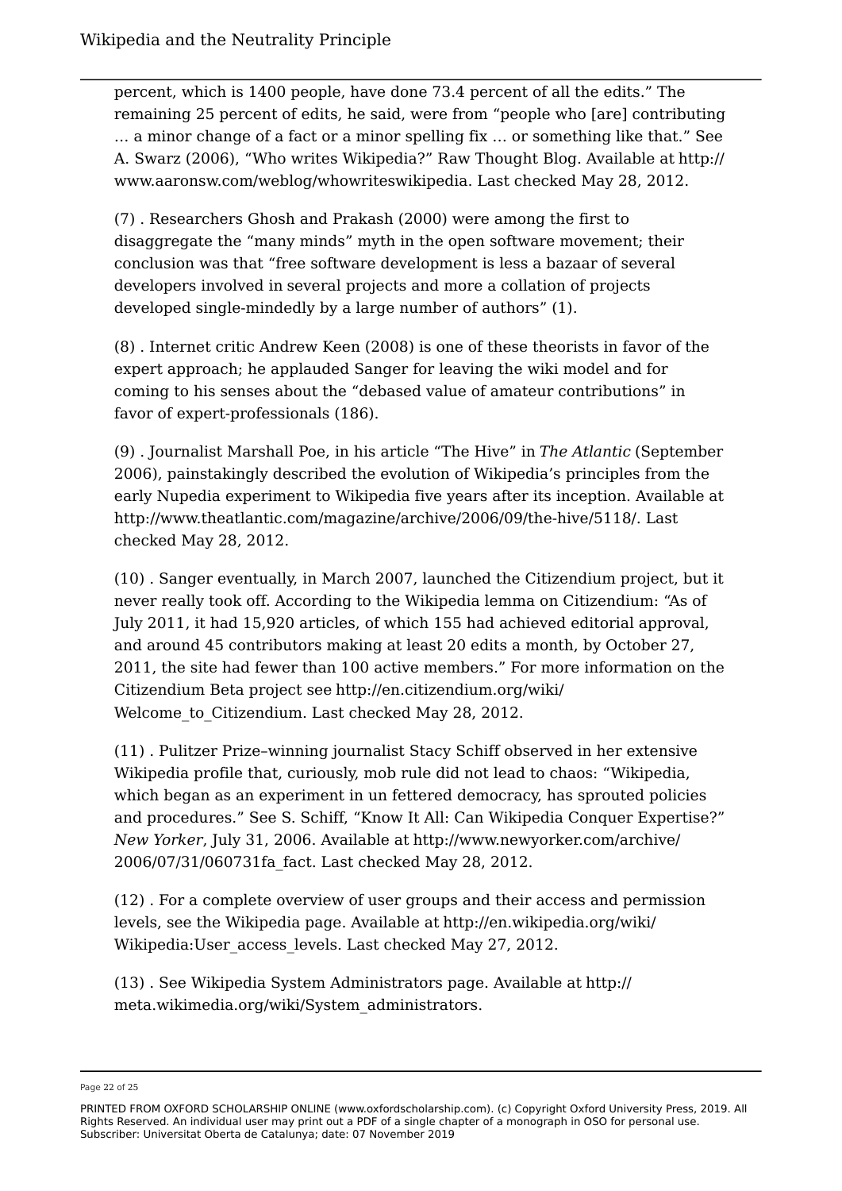percent, which is 1400 people, have done 73.4 percent of all the edits." The remaining 25 percent of edits, he said, were from "people who [are] contributing … a minor change of a fact or a minor spelling fix … or something like that." See A. Swarz (2006), "Who writes Wikipedia?" Raw Thought Blog. Available at http://www.aaronsw.com/weblog/whowriteswikipedia. Last checked May 28, 2012.

(7) . Researchers Ghosh and Prakash (2000) were among the first to disaggregate the "many minds" myth in the open software movement; their conclusion was that "free software development is less a bazaar of several developers involved in several projects and more a collation of projects developed single-mindedly by a large number of authors" (1).

(8) . Internet critic Andrew Keen (2008) is one of these theorists in favor of the expert approach; he applauded Sanger for leaving the wiki model and for coming to his senses about the "debased value of amateur contributions" in favor of expert-professionals (186).

(9) . Journalist Marshall Poe, in his article "The Hive" in *The Atlantic* (September 2006), painstakingly described the evolution of Wikipedia's principles from the early Nupedia experiment to Wikipedia five years after its inception. Available at http://www.theatlantic.com/magazine/archive/2006/09/the-hive/5118/. Last checked May 28, 2012.

(10) . Sanger eventually, in March 2007, launched the Citizendium project, but it never really took off. According to the Wikipedia lemma on Citizendium: "As of July 2011, it had 15,920 articles, of which 155 had achieved editorial approval, and around 45 contributors making at least 20 edits a month, by October 27, 2011, the site had fewer than 100 active members." For more information on the Citizendium Beta project see http://en.citizendium.org/wiki/Welcome_to_Citizendium. Last checked May 28, 2012.

(11) . Pulitzer Prize–winning journalist Stacy Schiff observed in her extensive Wikipedia profile that, curiously, mob rule did not lead to chaos: "Wikipedia, which began as an experiment in un fettered democracy, has sprouted policies and procedures." See S. Schiff, "Know It All: Can Wikipedia Conquer Expertise?" *New Yorker*, July 31, 2006. Available at http://www.newyorker.com/archive/2006/07/31/060731fa_fact. Last checked May 28, 2012.

(12) . For a complete overview of user groups and their access and permission levels, see the Wikipedia page. Available at http://en.wikipedia.org/wiki/Wikipedia:User_access_levels. Last checked May 27, 2012.

(13) . See Wikipedia System Administrators page. Available at http://meta.wikimedia.org/wiki/System_administrators.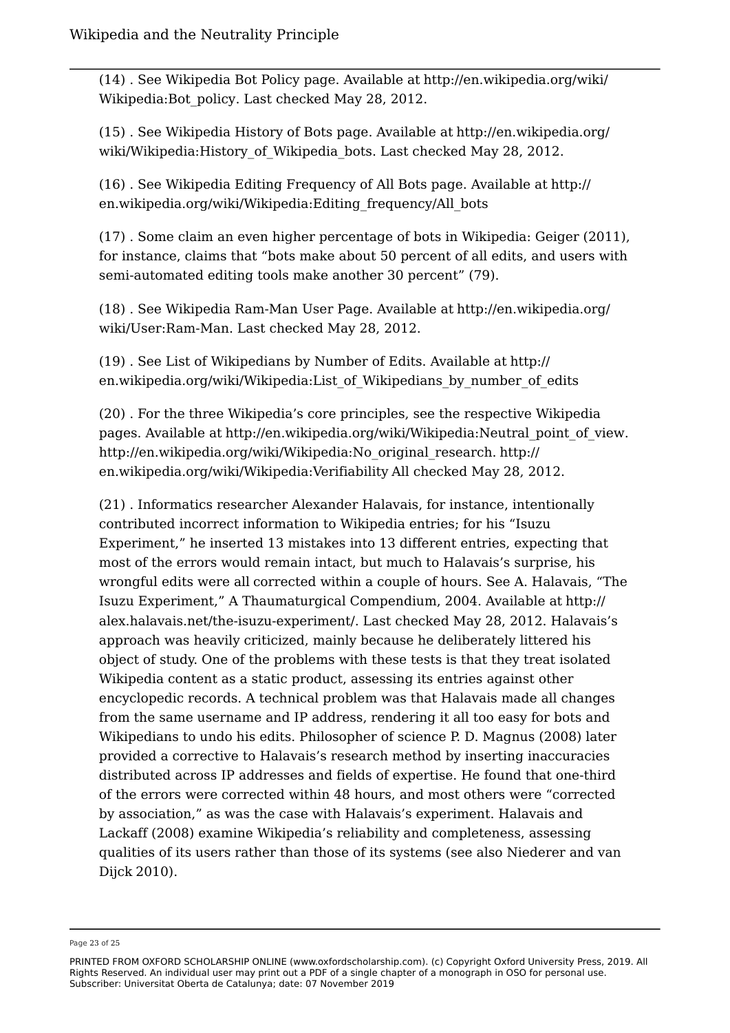(14) . See Wikipedia Bot Policy page. Available at http://en.wikipedia.org/wiki/Wikipedia:Bot_policy. Last checked May 28, 2012.

(15) . See Wikipedia History of Bots page. Available at http://en.wikipedia.org/wiki/Wikipedia:History_of_Wikipedia_bots. Last checked May 28, 2012.

(16) . See Wikipedia Editing Frequency of All Bots page. Available at http://en.wikipedia.org/wiki/Wikipedia:Editing_frequency/All_bots

(17) . Some claim an even higher percentage of bots in Wikipedia: Geiger (2011), for instance, claims that "bots make about 50 percent of all edits, and users with semi-automated editing tools make another 30 percent" (79).

(18) . See Wikipedia Ram-Man User Page. Available at http://en.wikipedia.org/wiki/User:Ram-Man. Last checked May 28, 2012.

(19) . See List of Wikipedians by Number of Edits. Available at http://en.wikipedia.org/wiki/Wikipedia:List_of_Wikipedians_by_number_of_edits

(20) . For the three Wikipedia's core principles, see the respective Wikipedia pages. Available at http://en.wikipedia.org/wiki/Wikipedia:Neutral_point_of_view. http://en.wikipedia.org/wiki/Wikipedia:No_original_research. http://en.wikipedia.org/wiki/Wikipedia:Verifiability All checked May 28, 2012.

(21) . Informatics researcher Alexander Halavais, for instance, intentionally contributed incorrect information to Wikipedia entries; for his "Isuzu Experiment," he inserted 13 mistakes into 13 different entries, expecting that most of the errors would remain intact, but much to Halavais's surprise, his wrongful edits were all corrected within a couple of hours. See A. Halavais, "The Isuzu Experiment," A Thaumaturgical Compendium, 2004. Available at http://alex.halavais.net/the-isuzu-experiment/. Last checked May 28, 2012. Halavais's approach was heavily criticized, mainly because he deliberately littered his object of study. One of the problems with these tests is that they treat isolated Wikipedia content as a static product, assessing its entries against other encyclopedic records. A technical problem was that Halavais made all changes from the same username and IP address, rendering it all too easy for bots and Wikipedians to undo his edits. Philosopher of science P. D. Magnus (2008) later provided a corrective to Halavais's research method by inserting inaccuracies distributed across IP addresses and fields of expertise. He found that one-third of the errors were corrected within 48 hours, and most others were "corrected by association," as was the case with Halavais's experiment. Halavais and Lackaff (2008) examine Wikipedia's reliability and completeness, assessing qualities of its users rather than those of its systems (see also Niederer and van Dijck 2010).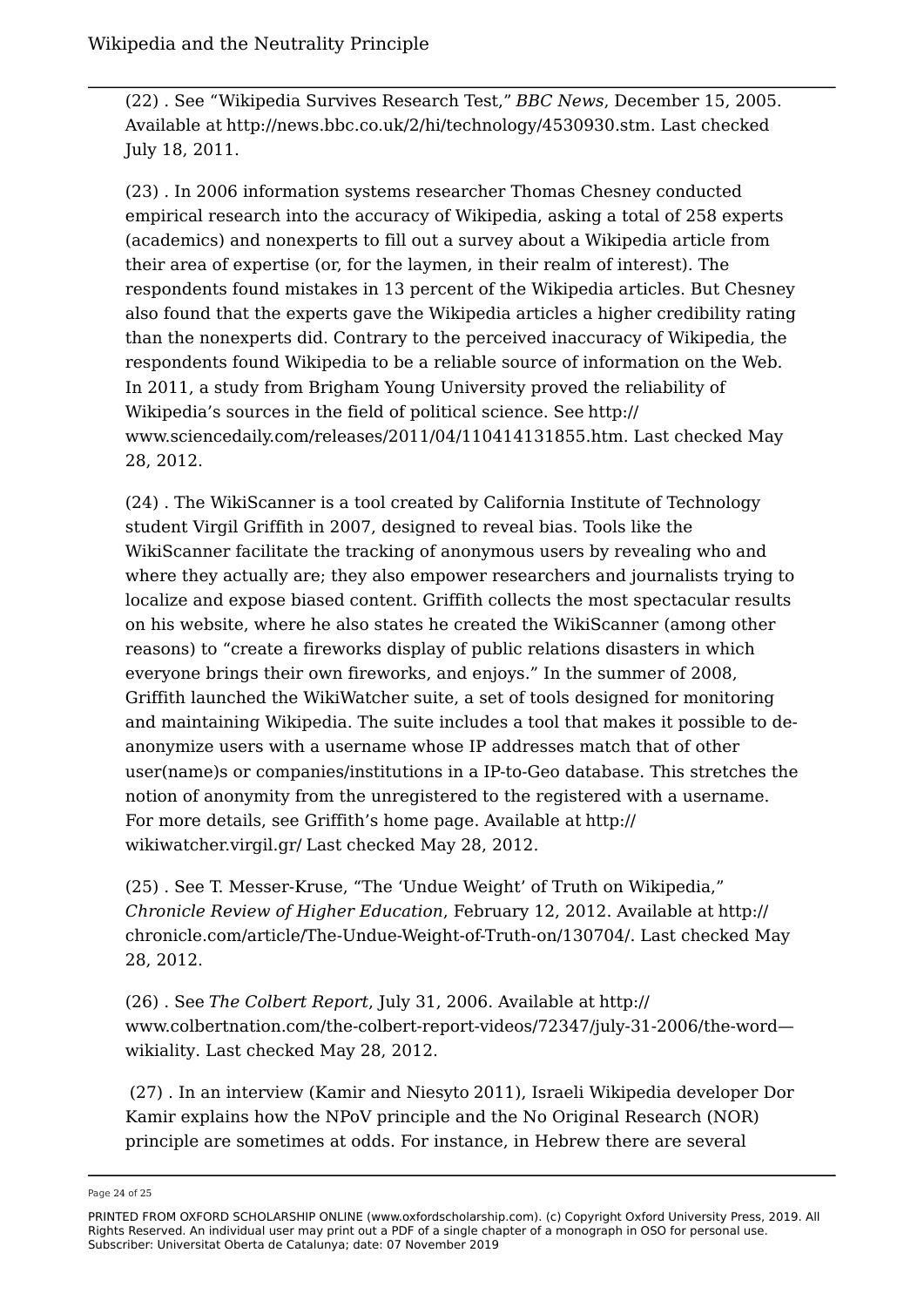(22) . See “Wikipedia Survives Research Test,” *BBC News*, December 15, 2005. Available at http://news.bbc.co.uk/2/hi/technology/4530930.stm. Last checked July 18, 2011.

(23) . In 2006 information systems researcher Thomas Chesney conducted empirical research into the accuracy of Wikipedia, asking a total of 258 experts (academics) and nonexperts to fill out a survey about a Wikipedia article from their area of expertise (or, for the laymen, in their realm of interest). The respondents found mistakes in 13 percent of the Wikipedia articles. But Chesney also found that the experts gave the Wikipedia articles a higher credibility rating than the nonexperts did. Contrary to the perceived inaccuracy of Wikipedia, the respondents found Wikipedia to be a reliable source of information on the Web. In 2011, a study from Brigham Young University proved the reliability of Wikipedia’s sources in the field of political science. See http://www.sciencedaily.com/releases/2011/04/110414131855.htm. Last checked May 28, 2012.

(24) . The WikiScanner is a tool created by California Institute of Technology student Virgil Griffith in 2007, designed to reveal bias. Tools like the WikiScanner facilitate the tracking of anonymous users by revealing who and where they actually are; they also empower researchers and journalists trying to localize and expose biased content. Griffith collects the most spectacular results on his website, where he also states he created the WikiScanner (among other reasons) to “create a fireworks display of public relations disasters in which everyone brings their own fireworks, and enjoys.” In the summer of 2008, Griffith launched the WikiWatcher suite, a set of tools designed for monitoring and maintaining Wikipedia. The suite includes a tool that makes it possible to de-anonymize users with a username whose IP addresses match that of other user(name)s or companies/institutions in a IP-to-Geo database. This stretches the notion of anonymity from the unregistered to the registered with a username. For more details, see Griffith’s home page. Available at http://wikiwatcher.virgil.gr/ Last checked May 28, 2012.

(25) . See T. Messer-Kruse, “The ‘Undue Weight’ of Truth on Wikipedia,” *Chronicle Review of Higher Education*, February 12, 2012. Available at http://chronicle.com/article/The-Undue-Weight-of-Truth-on/130704/. Last checked May 28, 2012.

(26) . See *The Colbert Report*, July 31, 2006. Available at http://www.colbertnation.com/the-colbert-report-videos/72347/july-31-2006/the-word—wikiality. Last checked May 28, 2012.

(27) . In an interview (Kamir and Niesyto 2011), Israeli Wikipedia developer Dor Kamir explains how the NPoV principle and the No Original Research (NOR) principle are sometimes at odds. For instance, in Hebrew there are several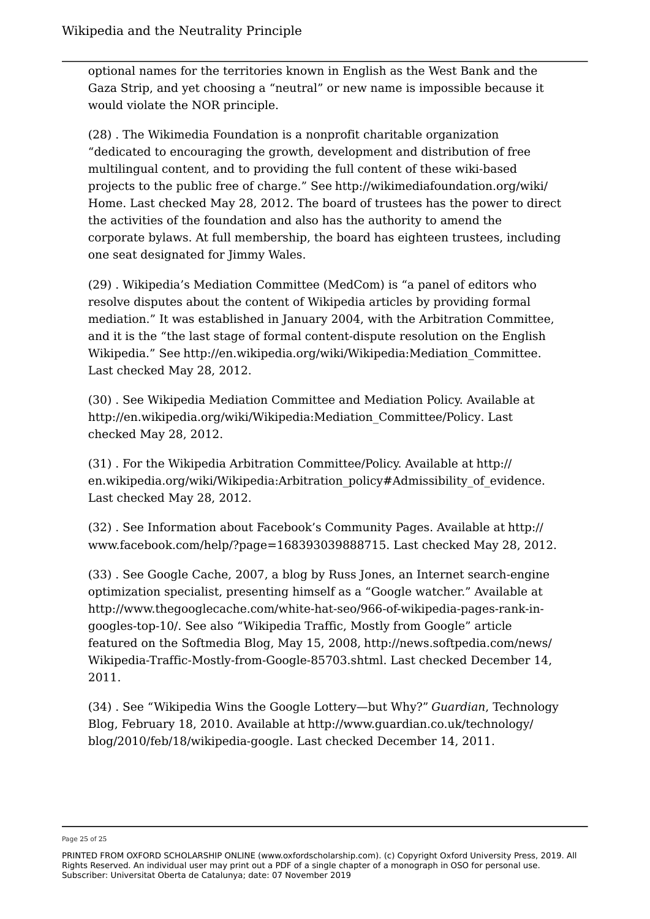optional names for the territories known in English as the West Bank and the Gaza Strip, and yet choosing a "neutral" or new name is impossible because it would violate the NOR principle.

(28) . The Wikimedia Foundation is a nonprofit charitable organization "dedicated to encouraging the growth, development and distribution of free multilingual content, and to providing the full content of these wiki-based projects to the public free of charge." See http://wikimediafoundation.org/wiki/Home. Last checked May 28, 2012. The board of trustees has the power to direct the activities of the foundation and also has the authority to amend the corporate bylaws. At full membership, the board has eighteen trustees, including one seat designated for Jimmy Wales.

(29) . Wikipedia's Mediation Committee (MedCom) is "a panel of editors who resolve disputes about the content of Wikipedia articles by providing formal mediation." It was established in January 2004, with the Arbitration Committee, and it is the "the last stage of formal content-dispute resolution on the English Wikipedia." See http://en.wikipedia.org/wiki/Wikipedia:Mediation_Committee. Last checked May 28, 2012.

(30) . See Wikipedia Mediation Committee and Mediation Policy. Available at http://en.wikipedia.org/wiki/Wikipedia:Mediation_Committee/Policy. Last checked May 28, 2012.

(31) . For the Wikipedia Arbitration Committee/Policy. Available at http://en.wikipedia.org/wiki/Wikipedia:Arbitration_policy#Admissibility_of_evidence. Last checked May 28, 2012.

(32) . See Information about Facebook's Community Pages. Available at http://www.facebook.com/help/?page=168393039888715. Last checked May 28, 2012.

(33) . See Google Cache, 2007, a blog by Russ Jones, an Internet search-engine optimization specialist, presenting himself as a "Google watcher." Available at http://www.thegooglecache.com/white-hat-seo/966-of-wikipedia-pages-rank-in-googles-top-10/. See also "Wikipedia Traffic, Mostly from Google" article featured on the Softmedia Blog, May 15, 2008, http://news.softpedia.com/news/Wikipedia-Traffic-Mostly-from-Google-85703.shtml. Last checked December 14, 2011.

(34) . See "Wikipedia Wins the Google Lottery—but Why?" *Guardian*, Technology Blog, February 18, 2010. Available at http://www.guardian.co.uk/technology/blog/2010/feb/18/wikipedia-google. Last checked December 14, 2011.